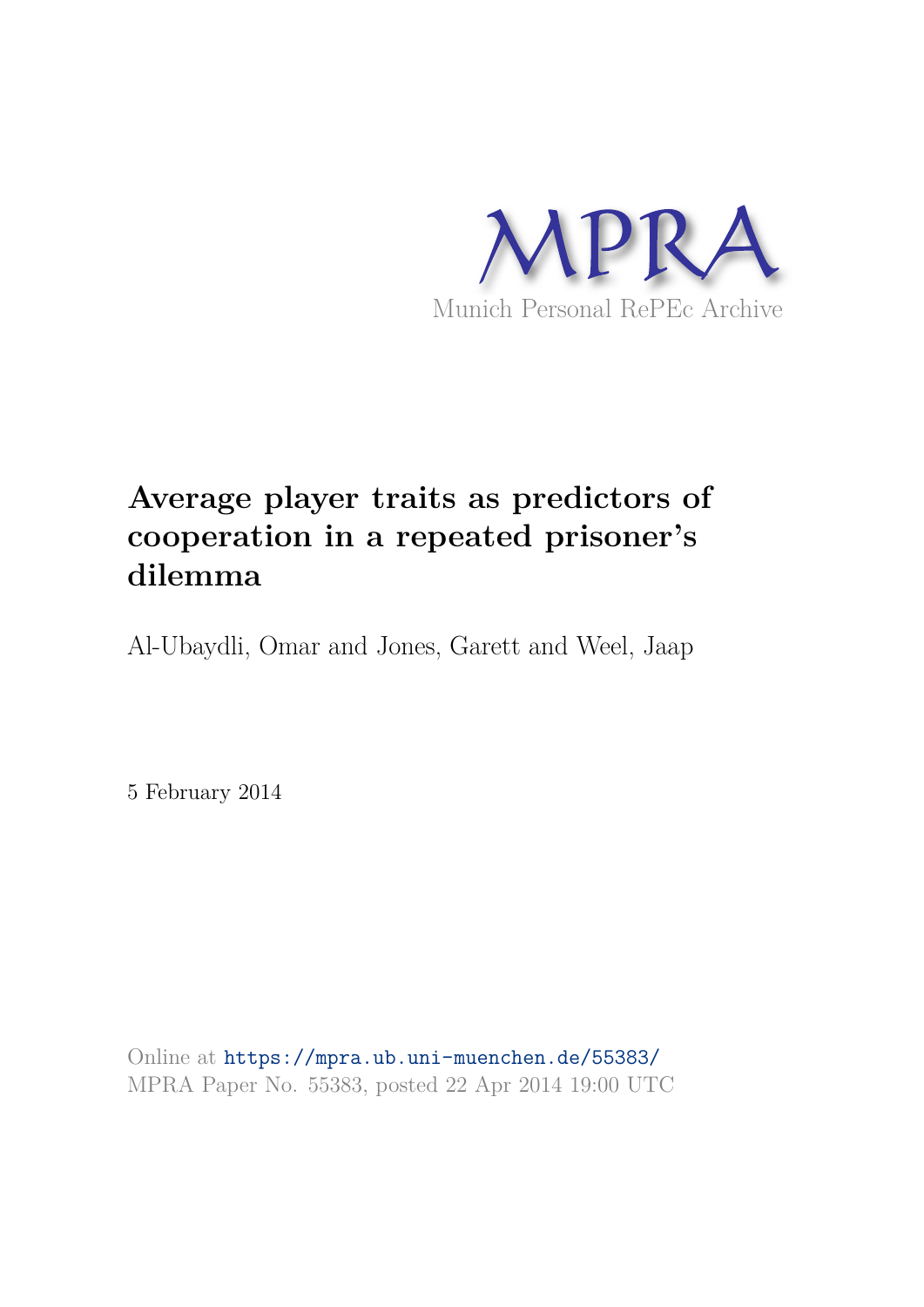MPRA

Munich Personal RePEc Archive

# Average player traits as predictors of cooperation in a repeated prisoner's dilemma

Al-Ubaydli, Omar and Jones, Garett and Weel, Jaap

5 February 2014

Online at https://mpra.ub.uni-muenchen.de/55383/
MPRA Paper No. 55383, posted 22 Apr 2014 19:00 UTC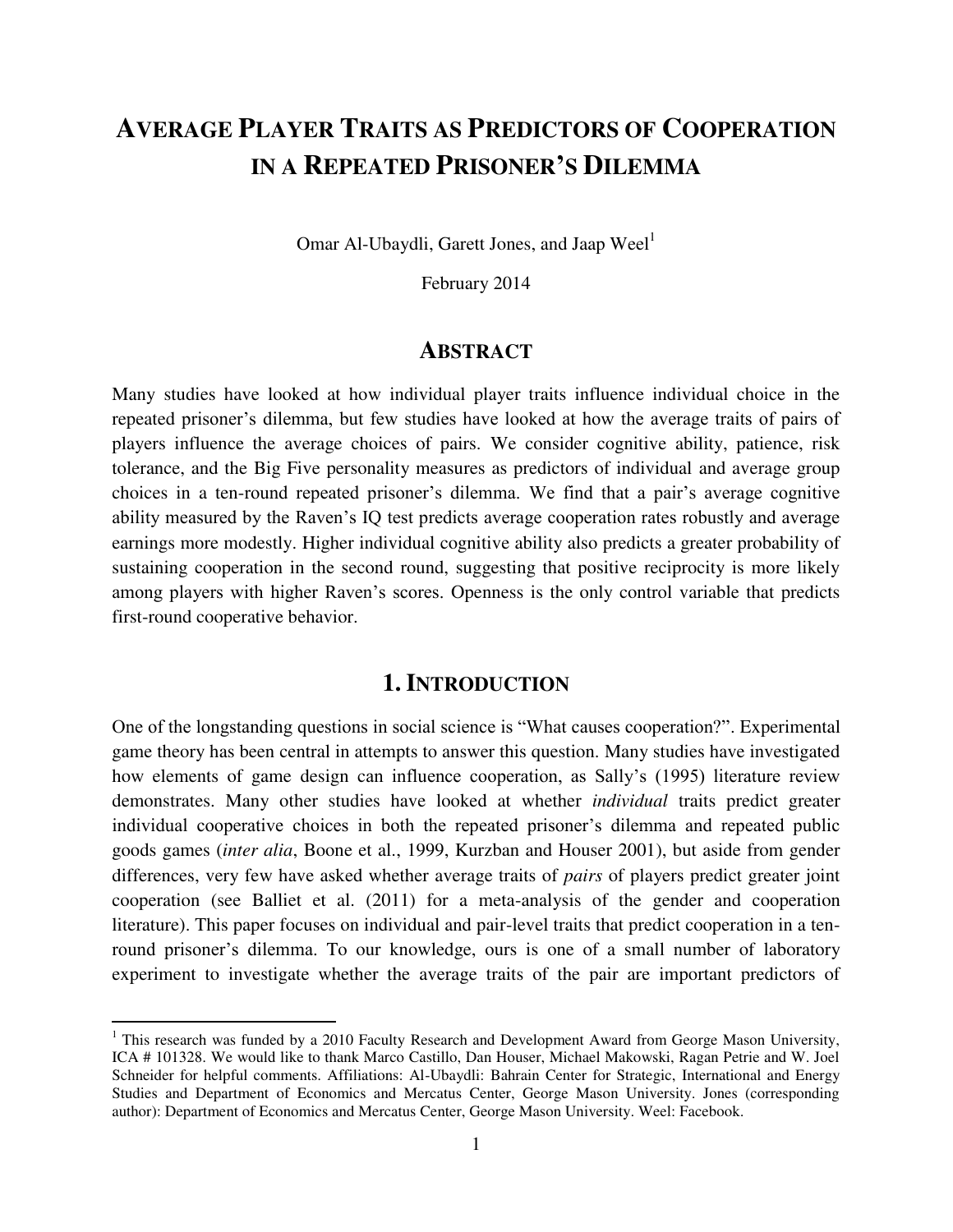# AVERAGE PLAYER TRAITS AS PREDICTORS OF COOPERATION IN A REPEATED PRISONER'S DILEMMA

Omar Al-Ubaydli, Garett Jones, and Jaap Weel[1]

February 2014

## ABSTRACT

Many studies have looked at how individual player traits influence individual choice in the repeated prisoner's dilemma, but few studies have looked at how the average traits of pairs of players influence the average choices of pairs. We consider cognitive ability, patience, risk tolerance, and the Big Five personality measures as predictors of individual and average group choices in a ten-round repeated prisoner's dilemma. We find that a pair's average cognitive ability measured by the Raven's IQ test predicts average cooperation rates robustly and average earnings more modestly. Higher individual cognitive ability also predicts a greater probability of sustaining cooperation in the second round, suggesting that positive reciprocity is more likely among players with higher Raven's scores. Openness is the only control variable that predicts first-round cooperative behavior.

## 1. INTRODUCTION

One of the longstanding questions in social science is "What causes cooperation?". Experimental game theory has been central in attempts to answer this question. Many studies have investigated how elements of game design can influence cooperation, as Sally's (1995) literature review demonstrates. Many other studies have looked at whether *individual* traits predict greater individual cooperative choices in both the repeated prisoner's dilemma and repeated public goods games (*inter alia*, Boone et al., 1999, Kurzban and Houser 2001), but aside from gender differences, very few have asked whether average traits of *pairs* of players predict greater joint cooperation (see Balliet et al. (2011) for a meta-analysis of the gender and cooperation literature). This paper focuses on individual and pair-level traits that predict cooperation in a ten-round prisoner's dilemma. To our knowledge, ours is one of a small number of laboratory experiment to investigate whether the average traits of the pair are important predictors of

---

[1] This research was funded by a 2010 Faculty Research and Development Award from George Mason University, ICA # 101328. We would like to thank Marco Castillo, Dan Houser, Michael Makowski, Ragan Petrie and W. Joel Schneider for helpful comments. Affiliations: Al-Ubaydli: Bahrain Center for Strategic, International and Energy Studies and Department of Economics and Mercatus Center, George Mason University. Jones (corresponding author): Department of Economics and Mercatus Center, George Mason University. Weel: Facebook.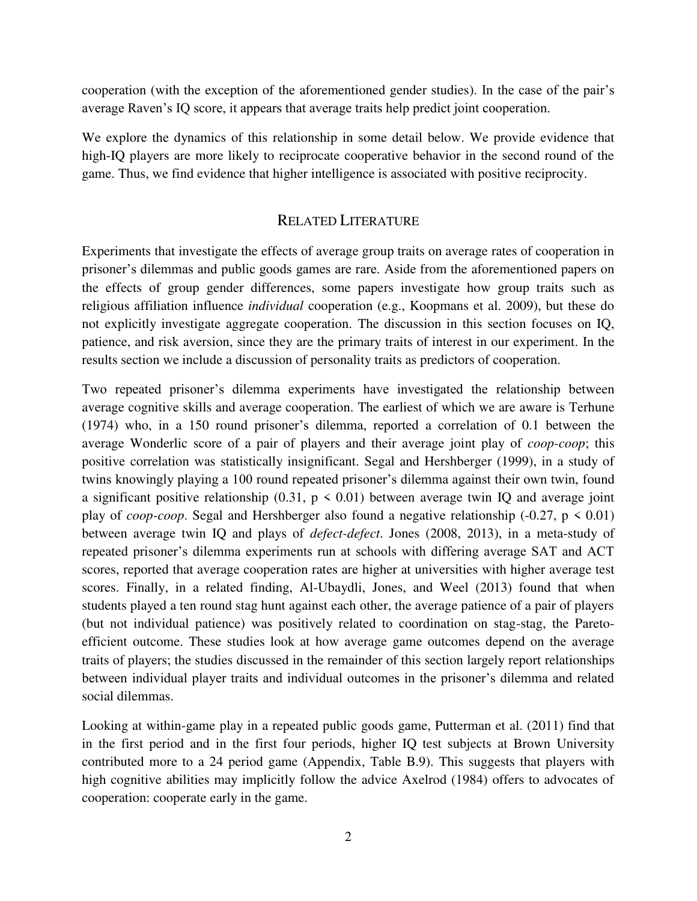cooperation (with the exception of the aforementioned gender studies). In the case of the pair's average Raven's IQ score, it appears that average traits help predict joint cooperation.

We explore the dynamics of this relationship in some detail below. We provide evidence that high-IQ players are more likely to reciprocate cooperative behavior in the second round of the game. Thus, we find evidence that higher intelligence is associated with positive reciprocity.

## RELATED LITERATURE

Experiments that investigate the effects of average group traits on average rates of cooperation in prisoner's dilemmas and public goods games are rare. Aside from the aforementioned papers on the effects of group gender differences, some papers investigate how group traits such as religious affiliation influence *individual* cooperation (e.g., Koopmans et al. 2009), but these do not explicitly investigate aggregate cooperation. The discussion in this section focuses on IQ, patience, and risk aversion, since they are the primary traits of interest in our experiment. In the results section we include a discussion of personality traits as predictors of cooperation.

Two repeated prisoner's dilemma experiments have investigated the relationship between average cognitive skills and average cooperation. The earliest of which we are aware is Terhune (1974) who, in a 150 round prisoner's dilemma, reported a correlation of 0.1 between the average Wonderlic score of a pair of players and their average joint play of *coop-coop*; this positive correlation was statistically insignificant. Segal and Hershberger (1999), in a study of twins knowingly playing a 100 round repeated prisoner's dilemma against their own twin, found a significant positive relationship (0.31, $p < 0.01$) between average twin IQ and average joint play of *coop-coop*. Segal and Hershberger also found a negative relationship (-0.27, $p < 0.01$) between average twin IQ and plays of *defect-defect*. Jones (2008, 2013), in a meta-study of repeated prisoner's dilemma experiments run at schools with differing average SAT and ACT scores, reported that average cooperation rates are higher at universities with higher average test scores. Finally, in a related finding, Al-Ubaydli, Jones, and Weel (2013) found that when students played a ten round stag hunt against each other, the average patience of a pair of players (but not individual patience) was positively related to coordination on stag-stag, the Pareto-efficient outcome. These studies look at how average game outcomes depend on the average traits of players; the studies discussed in the remainder of this section largely report relationships between individual player traits and individual outcomes in the prisoner's dilemma and related social dilemmas.

Looking at within-game play in a repeated public goods game, Putterman et al. (2011) find that in the first period and in the first four periods, higher IQ test subjects at Brown University contributed more to a 24 period game (Appendix, Table B.9). This suggests that players with high cognitive abilities may implicitly follow the advice Axelrod (1984) offers to advocates of cooperation: cooperate early in the game.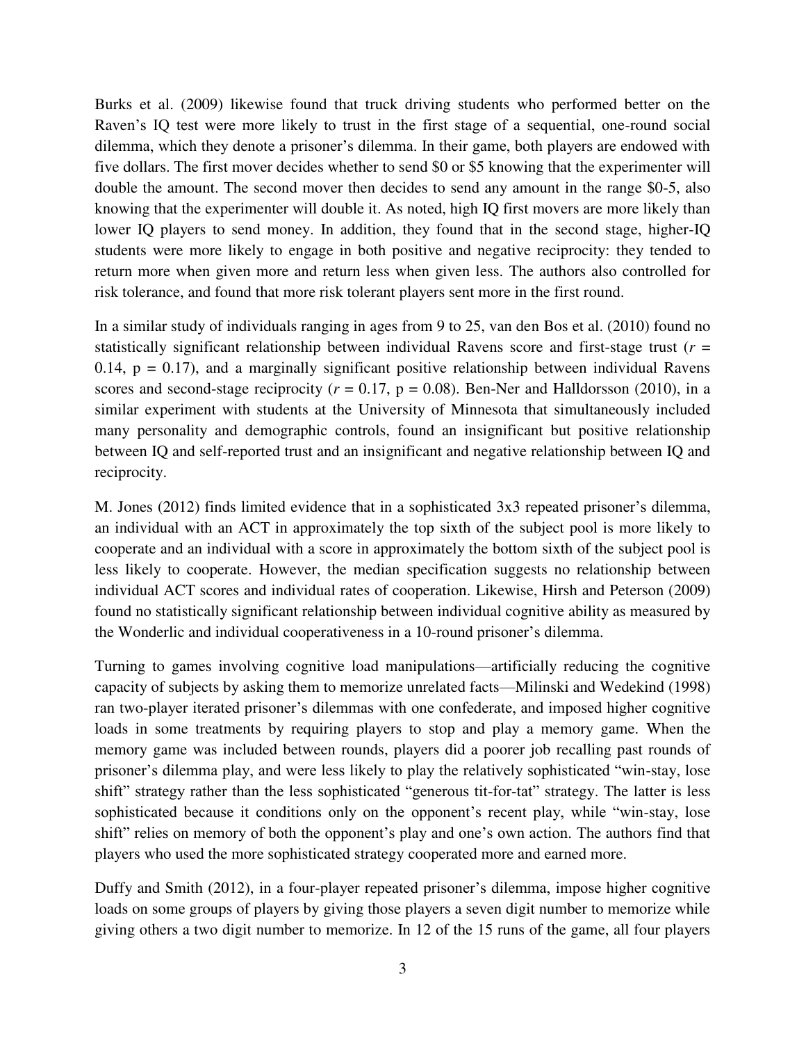Burks et al. (2009) likewise found that truck driving students who performed better on the Raven's IQ test were more likely to trust in the first stage of a sequential, one-round social dilemma, which they denote a prisoner's dilemma. In their game, both players are endowed with five dollars. The first mover decides whether to send \$0 or \$5 knowing that the experimenter will double the amount. The second mover then decides to send any amount in the range \$0-5, also knowing that the experimenter will double it. As noted, high IQ first movers are more likely than lower IQ players to send money. In addition, they found that in the second stage, higher-IQ students were more likely to engage in both positive and negative reciprocity: they tended to return more when given more and return less when given less. The authors also controlled for risk tolerance, and found that more risk tolerant players sent more in the first round.

In a similar study of individuals ranging in ages from 9 to 25, van den Bos et al. (2010) found no statistically significant relationship between individual Ravens score and first-stage trust ($r = 0.14$, $p = 0.17$), and a marginally significant positive relationship between individual Ravens scores and second-stage reciprocity ($r = 0.17$, $p = 0.08$). Ben-Ner and Halldorsson (2010), in a similar experiment with students at the University of Minnesota that simultaneously included many personality and demographic controls, found an insignificant but positive relationship between IQ and self-reported trust and an insignificant and negative relationship between IQ and reciprocity.

M. Jones (2012) finds limited evidence that in a sophisticated 3x3 repeated prisoner's dilemma, an individual with an ACT in approximately the top sixth of the subject pool is more likely to cooperate and an individual with a score in approximately the bottom sixth of the subject pool is less likely to cooperate. However, the median specification suggests no relationship between individual ACT scores and individual rates of cooperation. Likewise, Hirsh and Peterson (2009) found no statistically significant relationship between individual cognitive ability as measured by the Wonderlic and individual cooperativeness in a 10-round prisoner's dilemma.

Turning to games involving cognitive load manipulations—artificially reducing the cognitive capacity of subjects by asking them to memorize unrelated facts—Milinski and Wedekind (1998) ran two-player iterated prisoner's dilemmas with one confederate, and imposed higher cognitive loads in some treatments by requiring players to stop and play a memory game. When the memory game was included between rounds, players did a poorer job recalling past rounds of prisoner's dilemma play, and were less likely to play the relatively sophisticated "win-stay, lose shift" strategy rather than the less sophisticated "generous tit-for-tat" strategy. The latter is less sophisticated because it conditions only on the opponent's recent play, while "win-stay, lose shift" relies on memory of both the opponent's play and one's own action. The authors find that players who used the more sophisticated strategy cooperated more and earned more.

Duffy and Smith (2012), in a four-player repeated prisoner's dilemma, impose higher cognitive loads on some groups of players by giving those players a seven digit number to memorize while giving others a two digit number to memorize. In 12 of the 15 runs of the game, all four players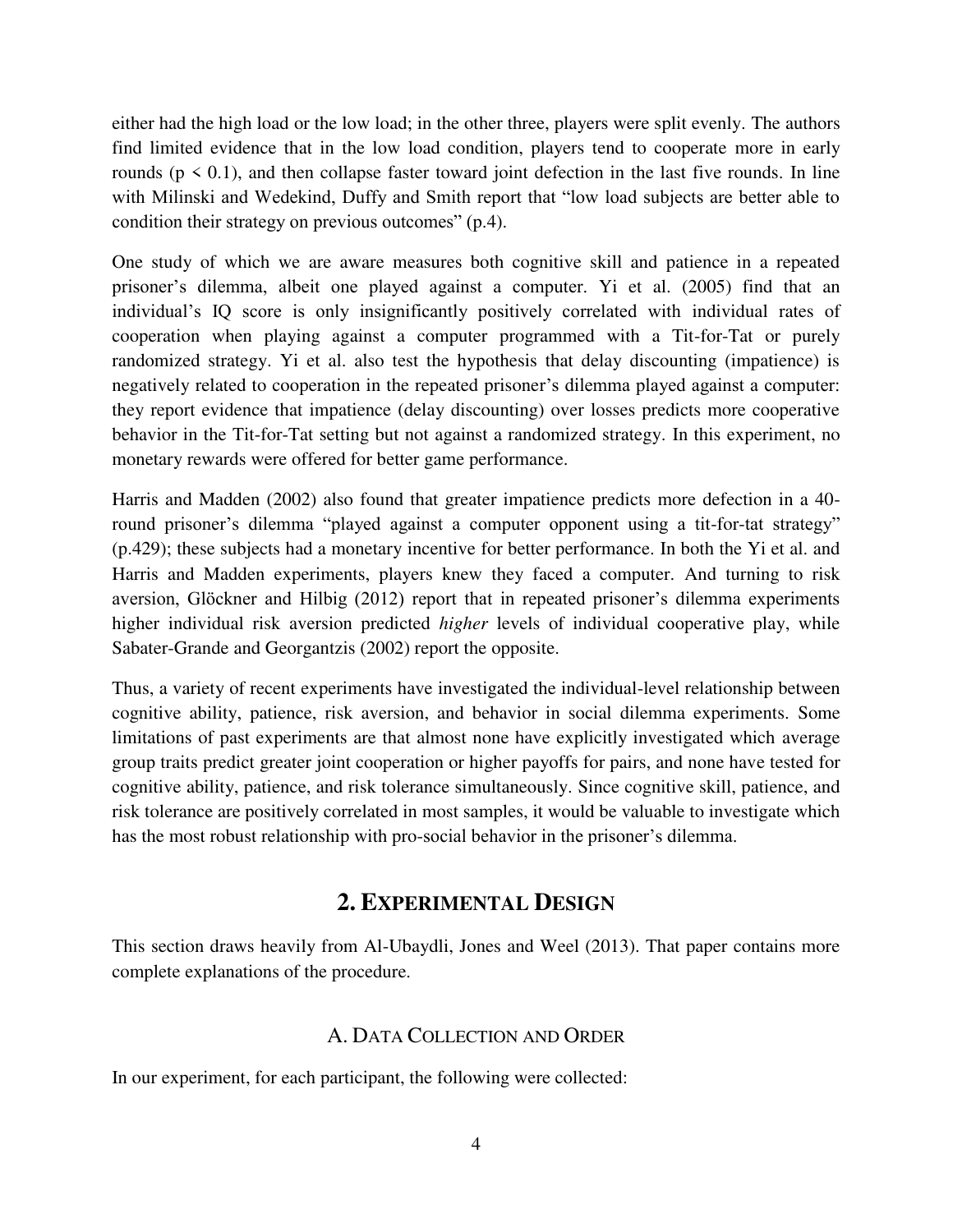either had the high load or the low load; in the other three, players were split evenly. The authors find limited evidence that in the low load condition, players tend to cooperate more in early rounds ($p < 0.1$), and then collapse faster toward joint defection in the last five rounds. In line with Milinski and Wedekind, Duffy and Smith report that "low load subjects are better able to condition their strategy on previous outcomes" (p.4).

One study of which we are aware measures both cognitive skill and patience in a repeated prisoner's dilemma, albeit one played against a computer. Yi et al. (2005) find that an individual's IQ score is only insignificantly positively correlated with individual rates of cooperation when playing against a computer programmed with a Tit-for-Tat or purely randomized strategy. Yi et al. also test the hypothesis that delay discounting (impatience) is negatively related to cooperation in the repeated prisoner's dilemma played against a computer: they report evidence that impatience (delay discounting) over losses predicts more cooperative behavior in the Tit-for-Tat setting but not against a randomized strategy. In this experiment, no monetary rewards were offered for better game performance.

Harris and Madden (2002) also found that greater impatience predicts more defection in a 40-round prisoner's dilemma "played against a computer opponent using a tit-for-tat strategy" (p.429); these subjects had a monetary incentive for better performance. In both the Yi et al. and Harris and Madden experiments, players knew they faced a computer. And turning to risk aversion, Glöckner and Hilbig (2012) report that in repeated prisoner's dilemma experiments higher individual risk aversion predicted *higher* levels of individual cooperative play, while Sabater-Grande and Georgantzis (2002) report the opposite.

Thus, a variety of recent experiments have investigated the individual-level relationship between cognitive ability, patience, risk aversion, and behavior in social dilemma experiments. Some limitations of past experiments are that almost none have explicitly investigated which average group traits predict greater joint cooperation or higher payoffs for pairs, and none have tested for cognitive ability, patience, and risk tolerance simultaneously. Since cognitive skill, patience, and risk tolerance are positively correlated in most samples, it would be valuable to investigate which has the most robust relationship with pro-social behavior in the prisoner's dilemma.

## 2. EXPERIMENTAL DESIGN

This section draws heavily from Al-Ubaydli, Jones and Weel (2013). That paper contains more complete explanations of the procedure.

### A. DATA COLLECTION AND ORDER

In our experiment, for each participant, the following were collected: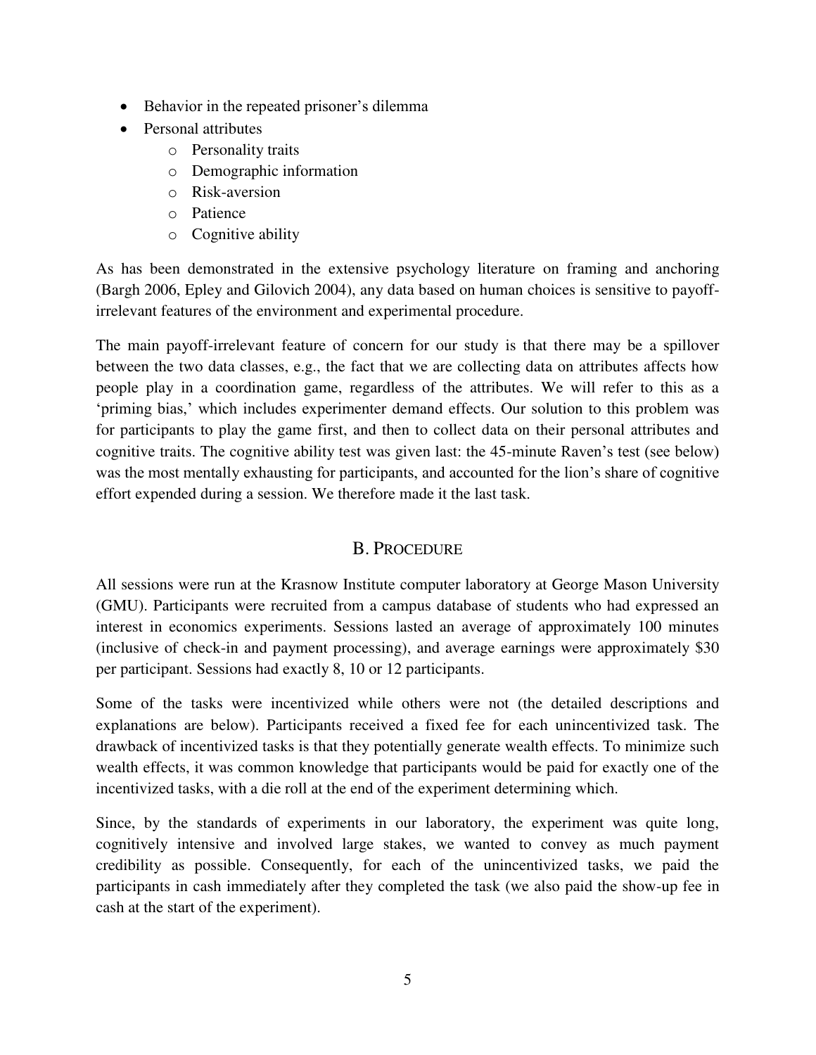- Behavior in the repeated prisoner's dilemma
- Personal attributes
    - Personality traits
    - Demographic information
    - Risk-aversion
    - Patience
    - Cognitive ability

As has been demonstrated in the extensive psychology literature on framing and anchoring (Bargh 2006, Epley and Gilovich 2004), any data based on human choices is sensitive to payoff-irrelevant features of the environment and experimental procedure.

The main payoff-irrelevant feature of concern for our study is that there may be a spillover between the two data classes, e.g., the fact that we are collecting data on attributes affects how people play in a coordination game, regardless of the attributes. We will refer to this as a 'priming bias,' which includes experimenter demand effects. Our solution to this problem was for participants to play the game first, and then to collect data on their personal attributes and cognitive traits. The cognitive ability test was given last: the 45-minute Raven's test (see below) was the most mentally exhausting for participants, and accounted for the lion's share of cognitive effort expended during a session. We therefore made it the last task.

## B. Procedure

All sessions were run at the Krasnow Institute computer laboratory at George Mason University (GMU). Participants were recruited from a campus database of students who had expressed an interest in economics experiments. Sessions lasted an average of approximately 100 minutes (inclusive of check-in and payment processing), and average earnings were approximately $30 per participant. Sessions had exactly 8, 10 or 12 participants.

Some of the tasks were incentivized while others were not (the detailed descriptions and explanations are below). Participants received a fixed fee for each unincentivized task. The drawback of incentivized tasks is that they potentially generate wealth effects. To minimize such wealth effects, it was common knowledge that participants would be paid for exactly one of the incentivized tasks, with a die roll at the end of the experiment determining which.

Since, by the standards of experiments in our laboratory, the experiment was quite long, cognitively intensive and involved large stakes, we wanted to convey as much payment credibility as possible. Consequently, for each of the unincentivized tasks, we paid the participants in cash immediately after they completed the task (we also paid the show-up fee in cash at the start of the experiment).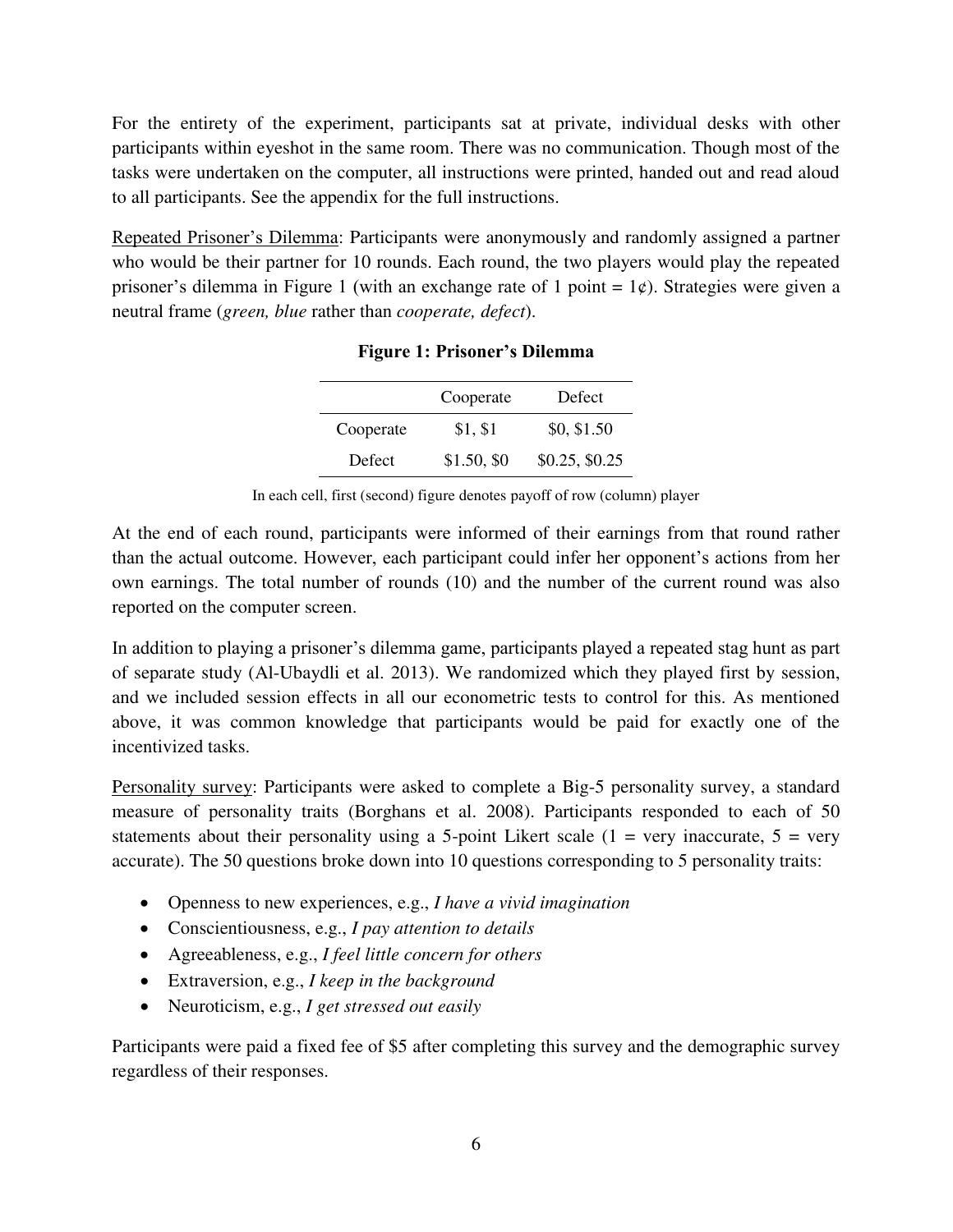For the entirety of the experiment, participants sat at private, individual desks with other participants within eyeshot in the same room. There was no communication. Though most of the tasks were undertaken on the computer, all instructions were printed, handed out and read aloud to all participants. See the appendix for the full instructions.

Repeated Prisoner's Dilemma: Participants were anonymously and randomly assigned a partner who would be their partner for 10 rounds. Each round, the two players would play the repeated prisoner's dilemma in Figure 1 (with an exchange rate of 1 point = 1¢). Strategies were given a neutral frame (*green, blue* rather than *cooperate, defect*).

**Figure 1: Prisoner's Dilemma**

| | Cooperate | Defect |
|---|---|---|
| Cooperate | $1, $1 | $0, $1.50 |
| Defect | $1.50, $0 | $0.25, $0.25 |

In each cell, first (second) figure denotes payoff of row (column) player

At the end of each round, participants were informed of their earnings from that round rather than the actual outcome. However, each participant could infer her opponent's actions from her own earnings. The total number of rounds (10) and the number of the current round was also reported on the computer screen.

In addition to playing a prisoner's dilemma game, participants played a repeated stag hunt as part of separate study (Al-Ubaydli et al. 2013). We randomized which they played first by session, and we included session effects in all our econometric tests to control for this. As mentioned above, it was common knowledge that participants would be paid for exactly one of the incentivized tasks.

Personality survey: Participants were asked to complete a Big-5 personality survey, a standard measure of personality traits (Borghans et al. 2008). Participants responded to each of 50 statements about their personality using a 5-point Likert scale (1 = very inaccurate, 5 = very accurate). The 50 questions broke down into 10 questions corresponding to 5 personality traits:

- Openness to new experiences, e.g., *I have a vivid imagination*
- Conscientiousness, e.g., *I pay attention to details*
- Agreeableness, e.g., *I feel little concern for others*
- Extraversion, e.g., *I keep in the background*
- Neuroticism, e.g., *I get stressed out easily*

Participants were paid a fixed fee of $5 after completing this survey and the demographic survey regardless of their responses.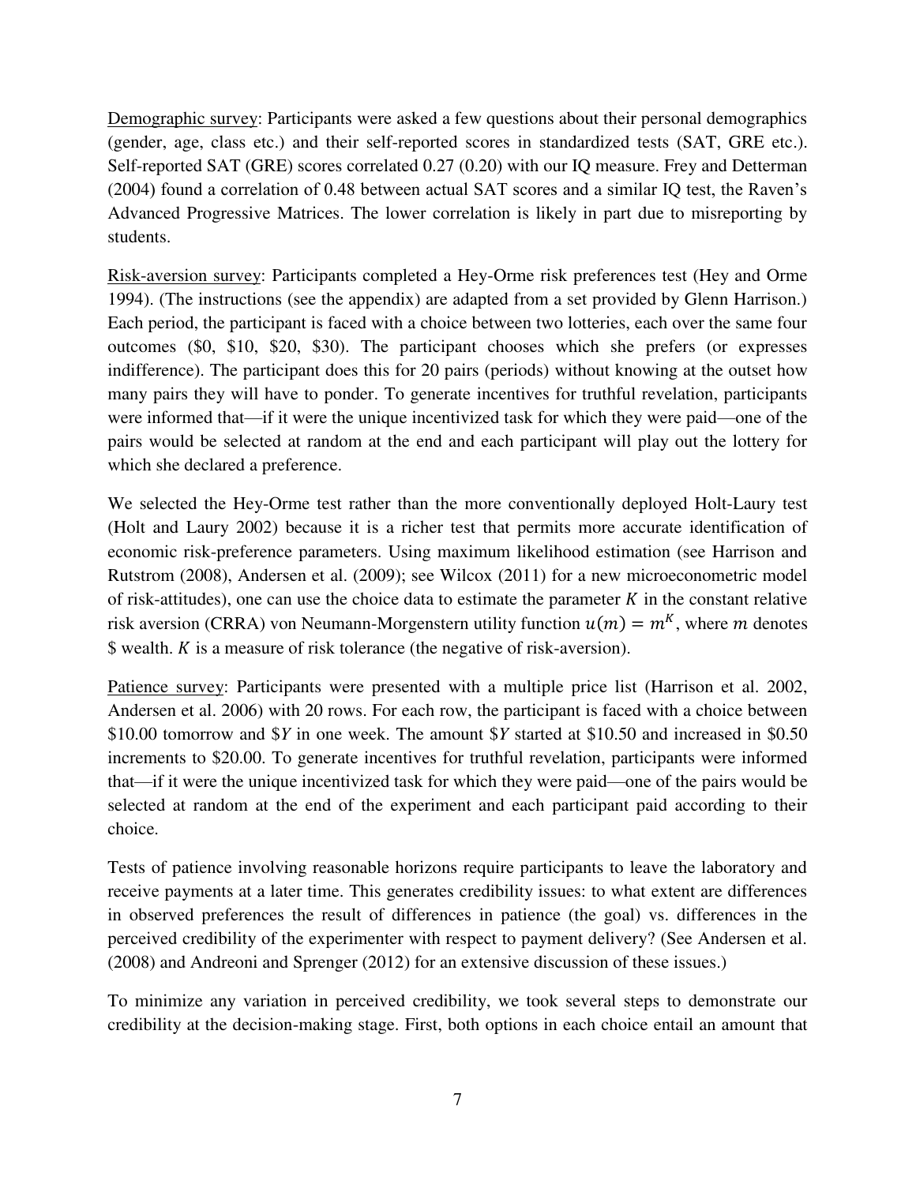Demographic survey: Participants were asked a few questions about their personal demographics (gender, age, class etc.) and their self-reported scores in standardized tests (SAT, GRE etc.). Self-reported SAT (GRE) scores correlated 0.27 (0.20) with our IQ measure. Frey and Detterman (2004) found a correlation of 0.48 between actual SAT scores and a similar IQ test, the Raven's Advanced Progressive Matrices. The lower correlation is likely in part due to misreporting by students.

Risk-aversion survey: Participants completed a Hey-Orme risk preferences test (Hey and Orme 1994). (The instructions (see the appendix) are adapted from a set provided by Glenn Harrison.) Each period, the participant is faced with a choice between two lotteries, each over the same four outcomes ($0, $10, $20, $30). The participant chooses which she prefers (or expresses indifference). The participant does this for 20 pairs (periods) without knowing at the outset how many pairs they will have to ponder. To generate incentives for truthful revelation, participants were informed that—if it were the unique incentivized task for which they were paid—one of the pairs would be selected at random at the end and each participant will play out the lottery for which she declared a preference.

We selected the Hey-Orme test rather than the more conventionally deployed Holt-Laury test (Holt and Laury 2002) because it is a richer test that permits more accurate identification of economic risk-preference parameters. Using maximum likelihood estimation (see Harrison and Rutstrom (2008), Andersen et al. (2009); see Wilcox (2011) for a new microeconometric model of risk-attitudes), one can use the choice data to estimate the parameter $K$ in the constant relative risk aversion (CRRA) von Neumann-Morgenstern utility function $u(m) = m^K$, where $m$ denotes $ wealth. $K$ is a measure of risk tolerance (the negative of risk-aversion).

Patience survey: Participants were presented with a multiple price list (Harrison et al. 2002, Andersen et al. 2006) with 20 rows. For each row, the participant is faced with a choice between $10.00 tomorrow and $$Y$ in one week. The amount $$Y$ started at $10.50 and increased in $0.50 increments to $20.00. To generate incentives for truthful revelation, participants were informed that—if it were the unique incentivized task for which they were paid—one of the pairs would be selected at random at the end of the experiment and each participant paid according to their choice.

Tests of patience involving reasonable horizons require participants to leave the laboratory and receive payments at a later time. This generates credibility issues: to what extent are differences in observed preferences the result of differences in patience (the goal) vs. differences in the perceived credibility of the experimenter with respect to payment delivery? (See Andersen et al. (2008) and Andreoni and Sprenger (2012) for an extensive discussion of these issues.)

To minimize any variation in perceived credibility, we took several steps to demonstrate our credibility at the decision-making stage. First, both options in each choice entail an amount that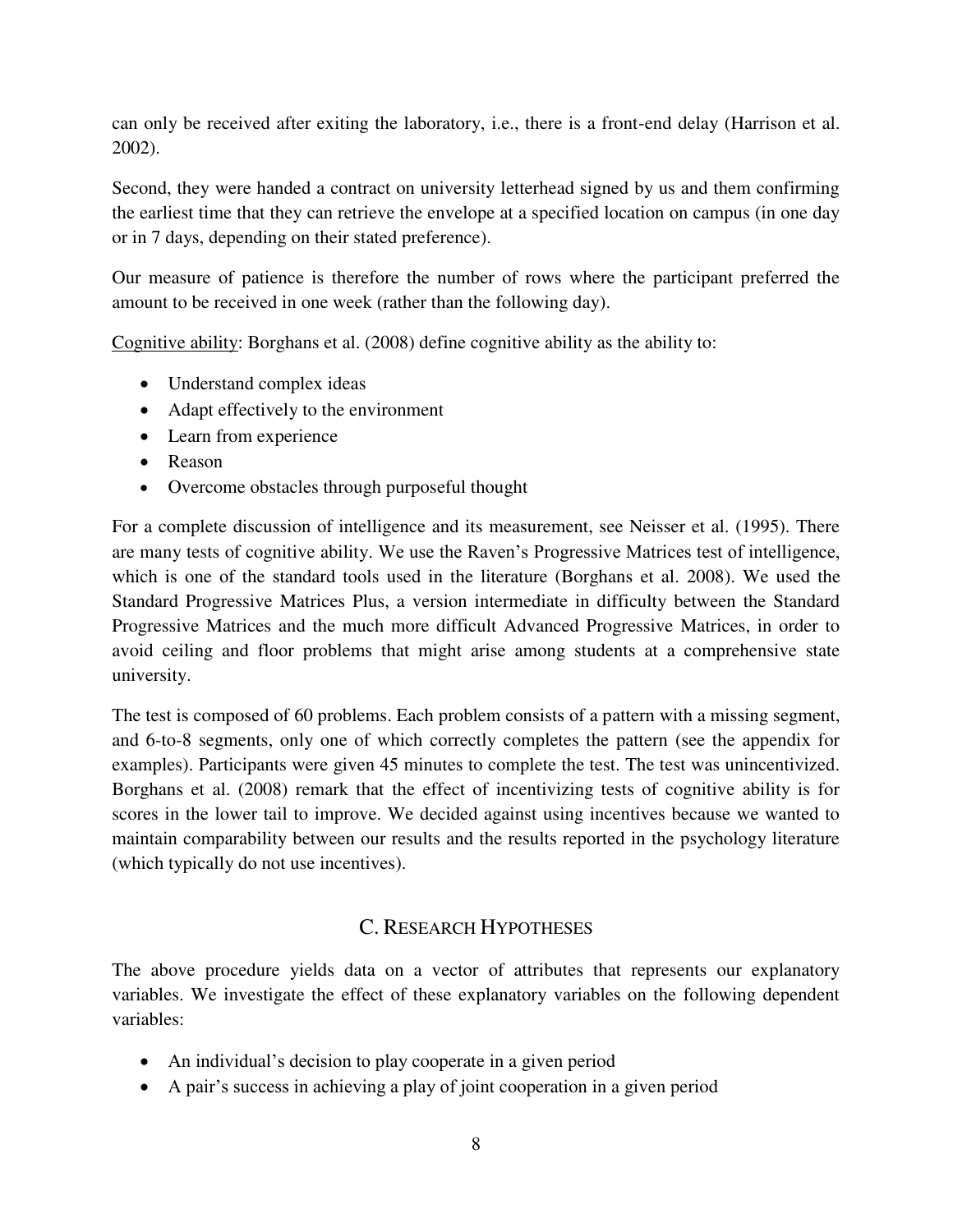can only be received after exiting the laboratory, i.e., there is a front-end delay (Harrison et al. 2002).

Second, they were handed a contract on university letterhead signed by us and them confirming the earliest time that they can retrieve the envelope at a specified location on campus (in one day or in 7 days, depending on their stated preference).

Our measure of patience is therefore the number of rows where the participant preferred the amount to be received in one week (rather than the following day).

<u>Cognitive ability</u>: Borghans et al. (2008) define cognitive ability as the ability to:

- Understand complex ideas
- Adapt effectively to the environment
- Learn from experience
- Reason
- Overcome obstacles through purposeful thought

For a complete discussion of intelligence and its measurement, see Neisser et al. (1995). There are many tests of cognitive ability. We use the Raven's Progressive Matrices test of intelligence, which is one of the standard tools used in the literature (Borghans et al. 2008). We used the Standard Progressive Matrices Plus, a version intermediate in difficulty between the Standard Progressive Matrices and the much more difficult Advanced Progressive Matrices, in order to avoid ceiling and floor problems that might arise among students at a comprehensive state university.

The test is composed of 60 problems. Each problem consists of a pattern with a missing segment, and 6-to-8 segments, only one of which correctly completes the pattern (see the appendix for examples). Participants were given 45 minutes to complete the test. The test was unincentivized. Borghans et al. (2008) remark that the effect of incentivizing tests of cognitive ability is for scores in the lower tail to improve. We decided against using incentives because we wanted to maintain comparability between our results and the results reported in the psychology literature (which typically do not use incentives).

## C. Research Hypotheses

The above procedure yields data on a vector of attributes that represents our explanatory variables. We investigate the effect of these explanatory variables on the following dependent variables:

- An individual's decision to play cooperate in a given period
- A pair's success in achieving a play of joint cooperation in a given period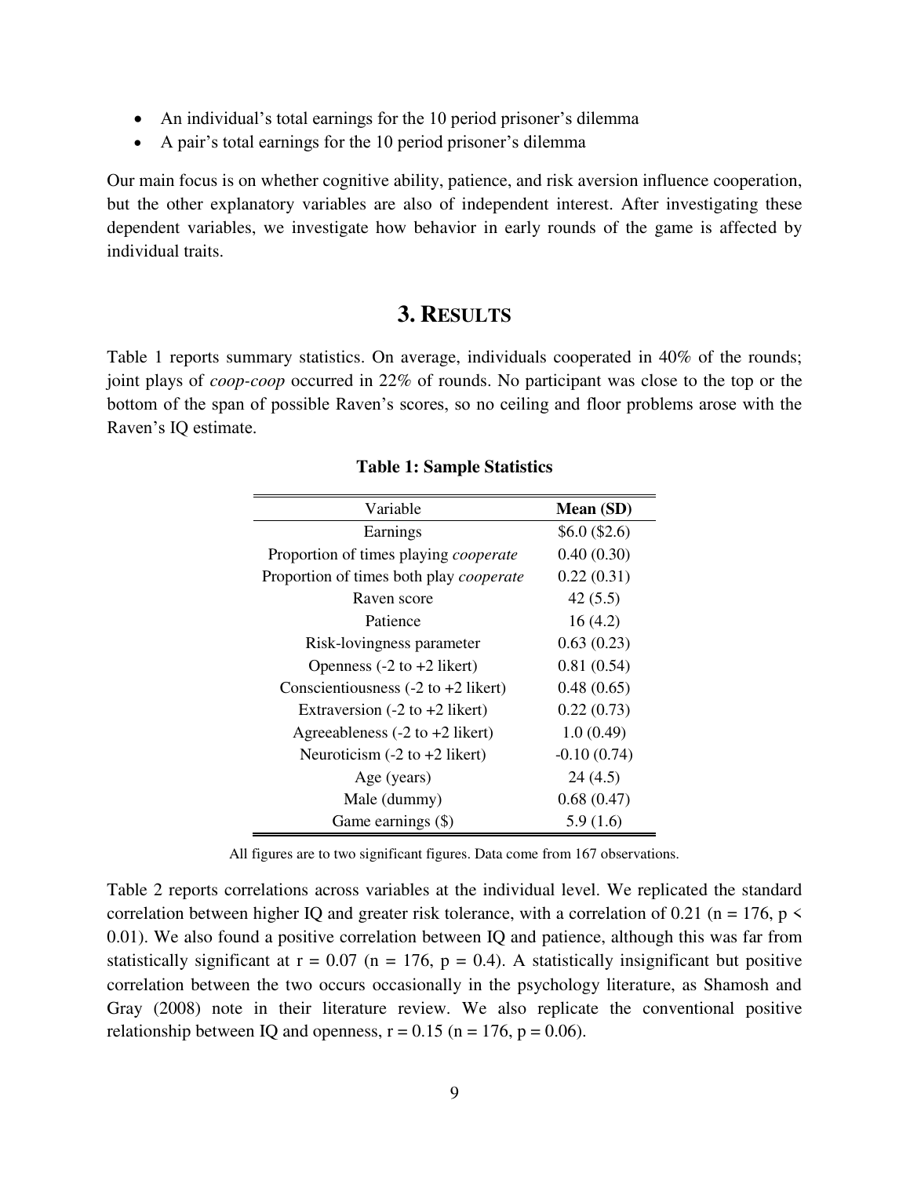- An individual's total earnings for the 10 period prisoner's dilemma
- A pair's total earnings for the 10 period prisoner's dilemma

Our main focus is on whether cognitive ability, patience, and risk aversion influence cooperation, but the other explanatory variables are also of independent interest. After investigating these dependent variables, we investigate how behavior in early rounds of the game is affected by individual traits.

## 3. RESULTS

Table 1 reports summary statistics. On average, individuals cooperated in 40% of the rounds; joint plays of *coop-coop* occurred in 22% of rounds. No participant was close to the top or the bottom of the span of possible Raven's scores, so no ceiling and floor problems arose with the Raven's IQ estimate.

**Table 1: Sample Statistics**

| Variable | **Mean (SD)** |
|---|---|
| Earnings | \$6.0 (\$2.6) |
| Proportion of times playing *cooperate* | 0.40 (0.30) |
| Proportion of times both play *cooperate* | 0.22 (0.31) |
| Raven score | 42 (5.5) |
| Patience | 16 (4.2) |
| Risk-lovingness parameter | 0.63 (0.23) |
| Openness (-2 to +2 likert) | 0.81 (0.54) |
| Conscientiousness (-2 to +2 likert) | 0.48 (0.65) |
| Extraversion (-2 to +2 likert) | 0.22 (0.73) |
| Agreeableness (-2 to +2 likert) | 1.0 (0.49) |
| Neuroticism (-2 to +2 likert) | -0.10 (0.74) |
| Age (years) | 24 (4.5) |
| Male (dummy) | 0.68 (0.47) |
| Game earnings (\$) | 5.9 (1.6) |

All figures are to two significant figures. Data come from 167 observations.

Table 2 reports correlations across variables at the individual level. We replicated the standard correlation between higher IQ and greater risk tolerance, with a correlation of 0.21 ($n = 176$, $p < 0.01$). We also found a positive correlation between IQ and patience, although this was far from statistically significant at $r = 0.07$ ($n = 176$, $p = 0.4$). A statistically insignificant but positive correlation between the two occurs occasionally in the psychology literature, as Shamosh and Gray (2008) note in their literature review. We also replicate the conventional positive relationship between IQ and openness, $r = 0.15$ ($n = 176$, $p = 0.06$).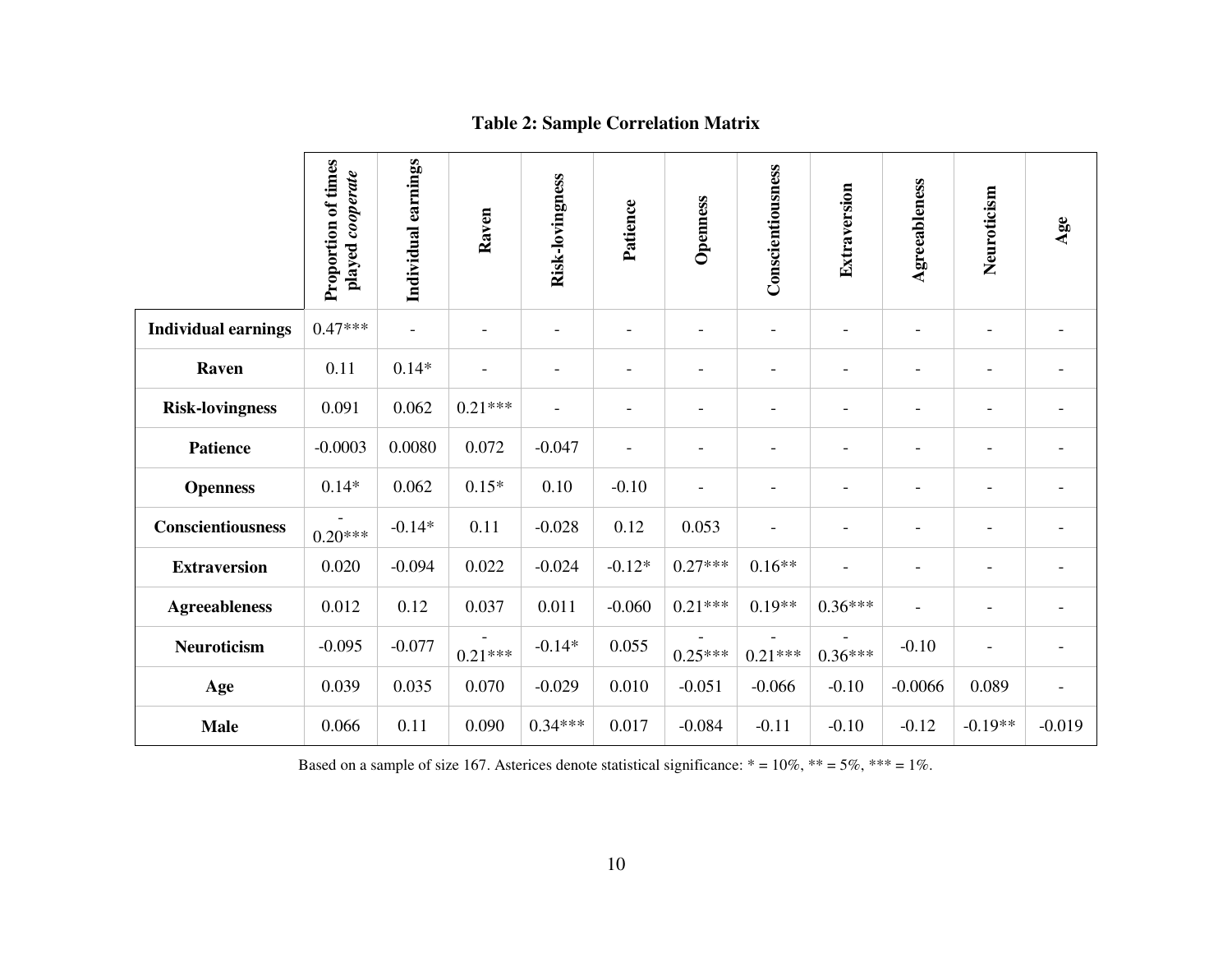**Table 2: Sample Correlation Matrix**

| | Proportion of times played *cooperate* | Individual earnings | Raven | Risk-lovingness | Patience | Openness | Conscientiousness | Extraversion | Agreeableness | Neuroticism | Age |
|---|---|---|---|---|---|---|---|---|---|---|---|
| **Individual earnings** | 0.47*** | - | - | - | - | - | - | - | - | - | - |
| **Raven** | 0.11 | 0.14* | - | - | - | - | - | - | - | - | - |
| **Risk-lovingness** | 0.091 | 0.062 | 0.21*** | - | - | - | - | - | - | - | - |
| **Patience** | -0.0003 | 0.0080 | 0.072 | -0.047 | - | - | - | - | - | - | - |
| **Openness** | 0.14* | 0.062 | 0.15* | 0.10 | -0.10 | - | - | - | - | - | - |
| **Conscientiousness** | -0.20*** | -0.14* | 0.11 | -0.028 | 0.12 | 0.053 | - | - | - | - | - |
| **Extraversion** | 0.020 | -0.094 | 0.022 | -0.024 | -0.12* | 0.27*** | 0.16** | - | - | - | - |
| **Agreeableness** | 0.012 | 0.12 | 0.037 | 0.011 | -0.060 | 0.21*** | 0.19** | 0.36*** | - | - | - |
| **Neuroticism** | -0.095 | -0.077 | -0.21*** | -0.14* | 0.055 | -0.25*** | -0.21*** | -0.36*** | -0.10 | - | - |
| **Age** | 0.039 | 0.035 | 0.070 | -0.029 | 0.010 | -0.051 | -0.066 | -0.10 | -0.0066 | 0.089 | - |
| **Male** | 0.066 | 0.11 | 0.090 | 0.34*** | 0.017 | -0.084 | -0.11 | -0.10 | -0.12 | -0.19** | -0.019 |

Based on a sample of size 167. Asterices denote statistical significance: * = 10%, ** = 5%, *** = 1%.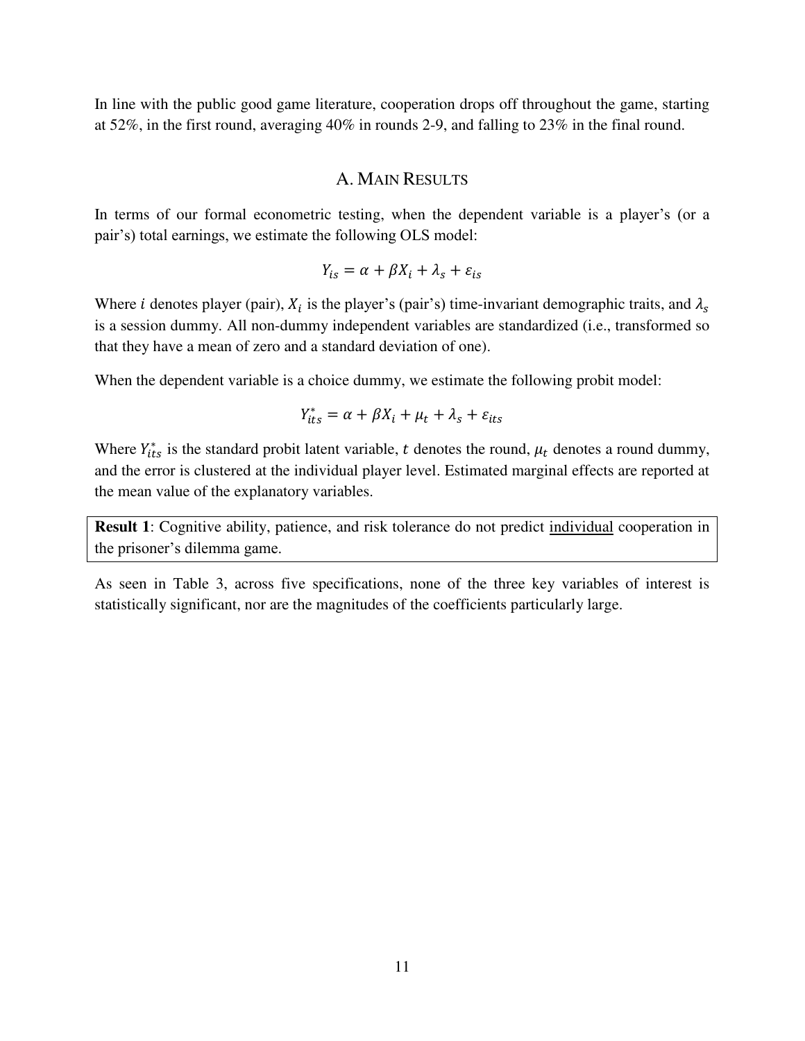In line with the public good game literature, cooperation drops off throughout the game, starting at 52%, in the first round, averaging 40% in rounds 2-9, and falling to 23% in the final round.

## A. Main Results

In terms of our formal econometric testing, when the dependent variable is a player's (or a pair's) total earnings, we estimate the following OLS model:

$$Y_{is} = \alpha + \beta X_i + \lambda_s + \varepsilon_{is}$$

Where $i$ denotes player (pair), $X_i$ is the player's (pair's) time-invariant demographic traits, and $\lambda_s$ is a session dummy. All non-dummy independent variables are standardized (i.e., transformed so that they have a mean of zero and a standard deviation of one).

When the dependent variable is a choice dummy, we estimate the following probit model:

$$Y_{its}^{*} = \alpha + \beta X_i + \mu_t + \lambda_s + \varepsilon_{its}$$

Where $Y_{its}^{*}$ is the standard probit latent variable, $t$ denotes the round, $\mu_t$ denotes a round dummy, and the error is clustered at the individual player level. Estimated marginal effects are reported at the mean value of the explanatory variables.

**Result 1**: Cognitive ability, patience, and risk tolerance do not predict individual cooperation in the prisoner's dilemma game.

As seen in Table 3, across five specifications, none of the three key variables of interest is statistically significant, nor are the magnitudes of the coefficients particularly large.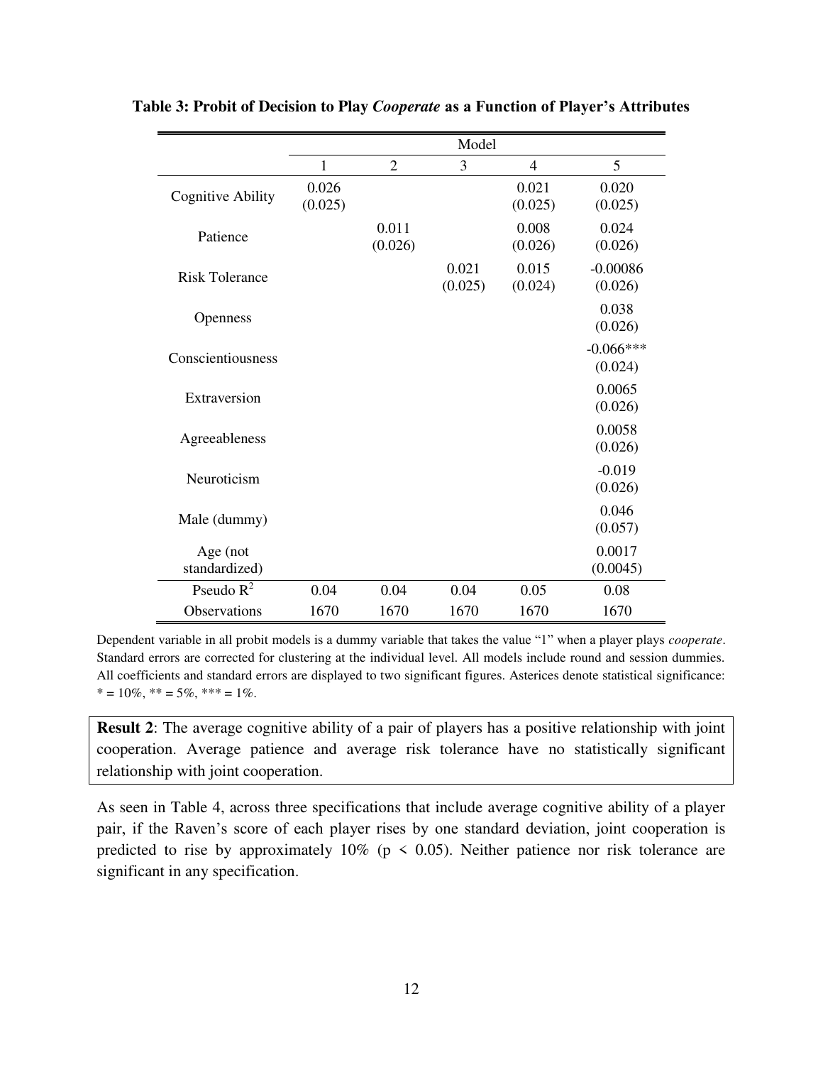**Table 3: Probit of Decision to Play *Cooperate* as a Function of Player's Attributes**

| | Model | | | | |
|---|---|---|---|---|---|
| | 1 | 2 | 3 | 4 | 5 |
| Cognitive Ability | 0.026 (0.025) | | | 0.021 (0.025) | 0.020 (0.025) |
| Patience | | 0.011 (0.026) | | 0.008 (0.026) | 0.024 (0.026) |
| Risk Tolerance | | | 0.021 (0.025) | 0.015 (0.024) | -0.00086 (0.026) |
| Openness | | | | | 0.038 (0.026) |
| Conscientiousness | | | | | -0.066*** (0.024) |
| Extraversion | | | | | 0.0065 (0.026) |
| Agreeableness | | | | | 0.0058 (0.026) |
| Neuroticism | | | | | -0.019 (0.026) |
| Male (dummy) | | | | | 0.046 (0.057) |
| Age (not standardized) | | | | | 0.0017 (0.0045) |
| Pseudo $R^2$ | 0.04 | 0.04 | 0.04 | 0.05 | 0.08 |
| Observations | 1670 | 1670 | 1670 | 1670 | 1670 |

Dependent variable in all probit models is a dummy variable that takes the value "1" when a player plays *cooperate*. Standard errors are corrected for clustering at the individual level. All models include round and session dummies. All coefficients and standard errors are displayed to two significant figures. Asterices denote statistical significance: * = 10%, ** = 5%, *** = 1%.

**Result 2**: The average cognitive ability of a pair of players has a positive relationship with joint cooperation. Average patience and average risk tolerance have no statistically significant relationship with joint cooperation.

As seen in Table 4, across three specifications that include average cognitive ability of a player pair, if the Raven's score of each player rises by one standard deviation, joint cooperation is predicted to rise by approximately 10% ($p < 0.05$). Neither patience nor risk tolerance are significant in any specification.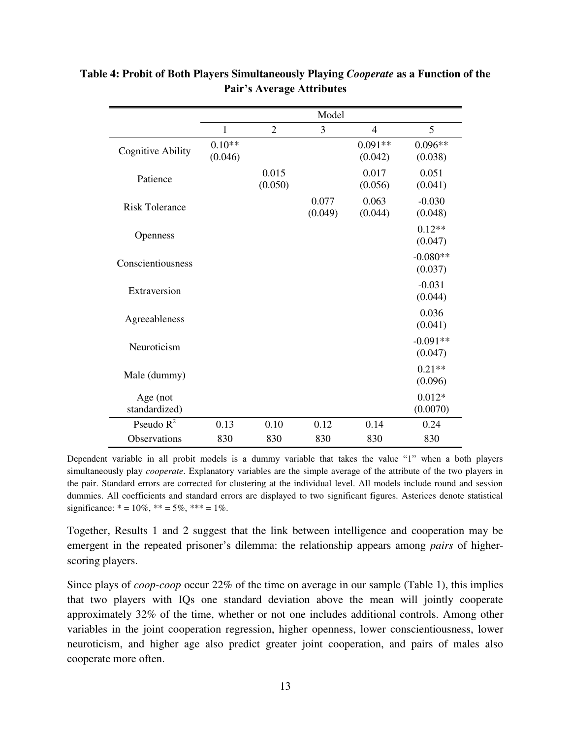**Table 4: Probit of Both Players Simultaneously Playing *Cooperate* as a Function of the Pair's Average Attributes**

| | Model | | | | |
|---|---|---|---|---|---|
| | 1 | 2 | 3 | 4 | 5 |
| Cognitive Ability | 0.10** (0.046) | | | 0.091** (0.042) | 0.096** (0.038) |
| Patience | | 0.015 (0.050) | | 0.017 (0.056) | 0.051 (0.041) |
| Risk Tolerance | | | 0.077 (0.049) | 0.063 (0.044) | -0.030 (0.048) |
| Openness | | | | | 0.12** (0.047) |
| Conscientiousness | | | | | -0.080** (0.037) |
| Extraversion | | | | | -0.031 (0.044) |
| Agreeableness | | | | | 0.036 (0.041) |
| Neuroticism | | | | | -0.091** (0.047) |
| Male (dummy) | | | | | 0.21** (0.096) |
| Age (not standardized) | | | | | 0.012* (0.0070) |
| Pseudo $R^2$ | 0.13 | 0.10 | 0.12 | 0.14 | 0.24 |
| Observations | 830 | 830 | 830 | 830 | 830 |

Dependent variable in all probit models is a dummy variable that takes the value "1" when a both players simultaneously play *cooperate*. Explanatory variables are the simple average of the attribute of the two players in the pair. Standard errors are corrected for clustering at the individual level. All models include round and session dummies. All coefficients and standard errors are displayed to two significant figures. Asterices denote statistical significance: * = 10%, ** = 5%, *** = 1%.

Together, Results 1 and 2 suggest that the link between intelligence and cooperation may be emergent in the repeated prisoner's dilemma: the relationship appears among *pairs* of higher-scoring players.

Since plays of *coop-coop* occur 22% of the time on average in our sample (Table 1), this implies that two players with IQs one standard deviation above the mean will jointly cooperate approximately 32% of the time, whether or not one includes additional controls. Among other variables in the joint cooperation regression, higher openness, lower conscientiousness, lower neuroticism, and higher age also predict greater joint cooperation, and pairs of males also cooperate more often.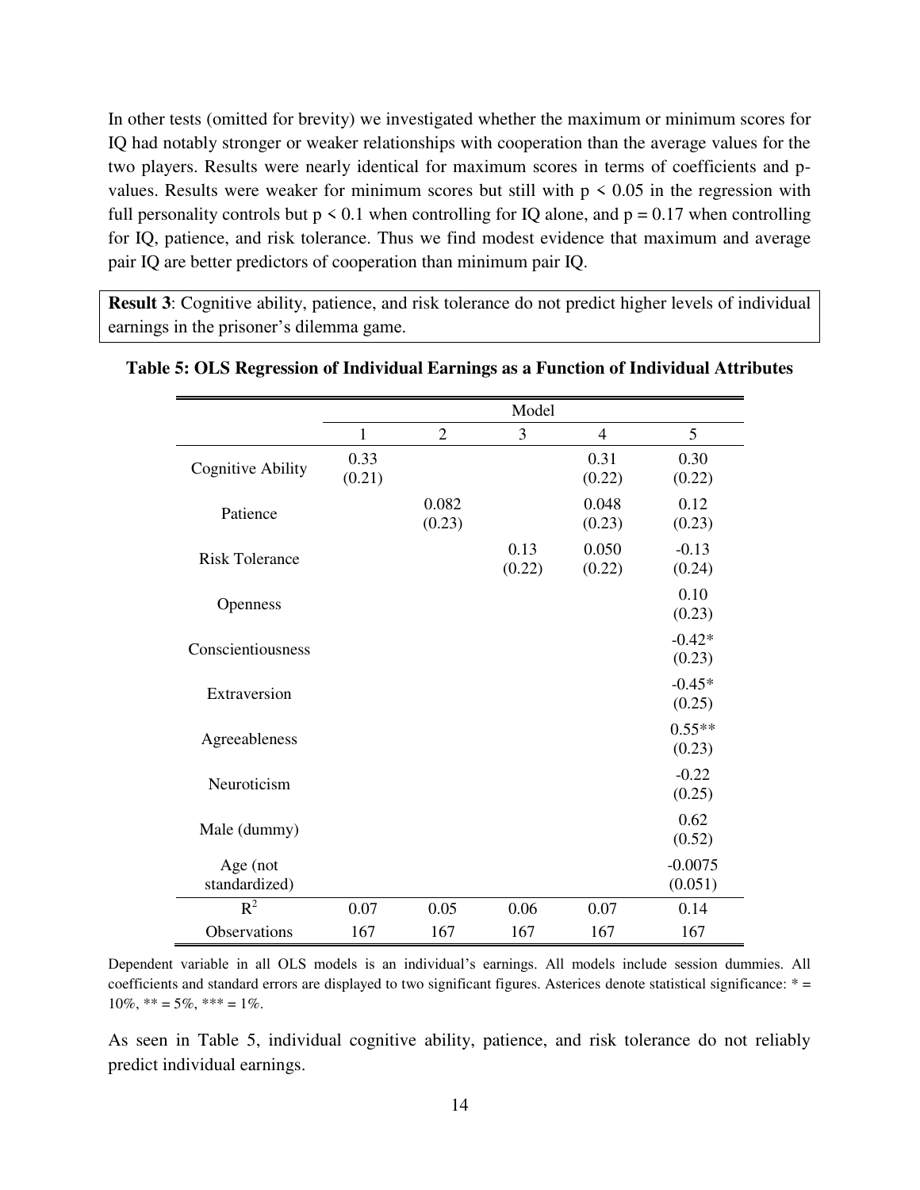In other tests (omitted for brevity) we investigated whether the maximum or minimum scores for IQ had notably stronger or weaker relationships with cooperation than the average values for the two players. Results were nearly identical for maximum scores in terms of coefficients and p-values. Results were weaker for minimum scores but still with $p < 0.05$ in the regression with full personality controls but $p < 0.1$ when controlling for IQ alone, and $p = 0.17$ when controlling for IQ, patience, and risk tolerance. Thus we find modest evidence that maximum and average pair IQ are better predictors of cooperation than minimum pair IQ.

**Result 3**: Cognitive ability, patience, and risk tolerance do not predict higher levels of individual earnings in the prisoner's dilemma game.

**Table 5: OLS Regression of Individual Earnings as a Function of Individual Attributes**

| | Model | | | | |
|---|---|---|---|---|---|
| | 1 | 2 | 3 | 4 | 5 |
| Cognitive Ability | 0.33 (0.21) | | | 0.31 (0.22) | 0.30 (0.22) |
| Patience | | 0.082 (0.23) | | 0.048 (0.23) | 0.12 (0.23) |
| Risk Tolerance | | | 0.13 (0.22) | 0.050 (0.22) | -0.13 (0.24) |
| Openness | | | | | 0.10 (0.23) |
| Conscientiousness | | | | | -0.42* (0.23) |
| Extraversion | | | | | -0.45* (0.25) |
| Agreeableness | | | | | 0.55** (0.23) |
| Neuroticism | | | | | -0.22 (0.25) |
| Male (dummy) | | | | | 0.62 (0.52) |
| Age (not standardized) | | | | | -0.0075 (0.051) |
| $R^2$ | 0.07 | 0.05 | 0.06 | 0.07 | 0.14 |
| Observations | 167 | 167 | 167 | 167 | 167 |

Dependent variable in all OLS models is an individual's earnings. All models include session dummies. All coefficients and standard errors are displayed to two significant figures. Asterices denote statistical significance: * = 10%, ** = 5%, *** = 1%.

As seen in Table 5, individual cognitive ability, patience, and risk tolerance do not reliably predict individual earnings.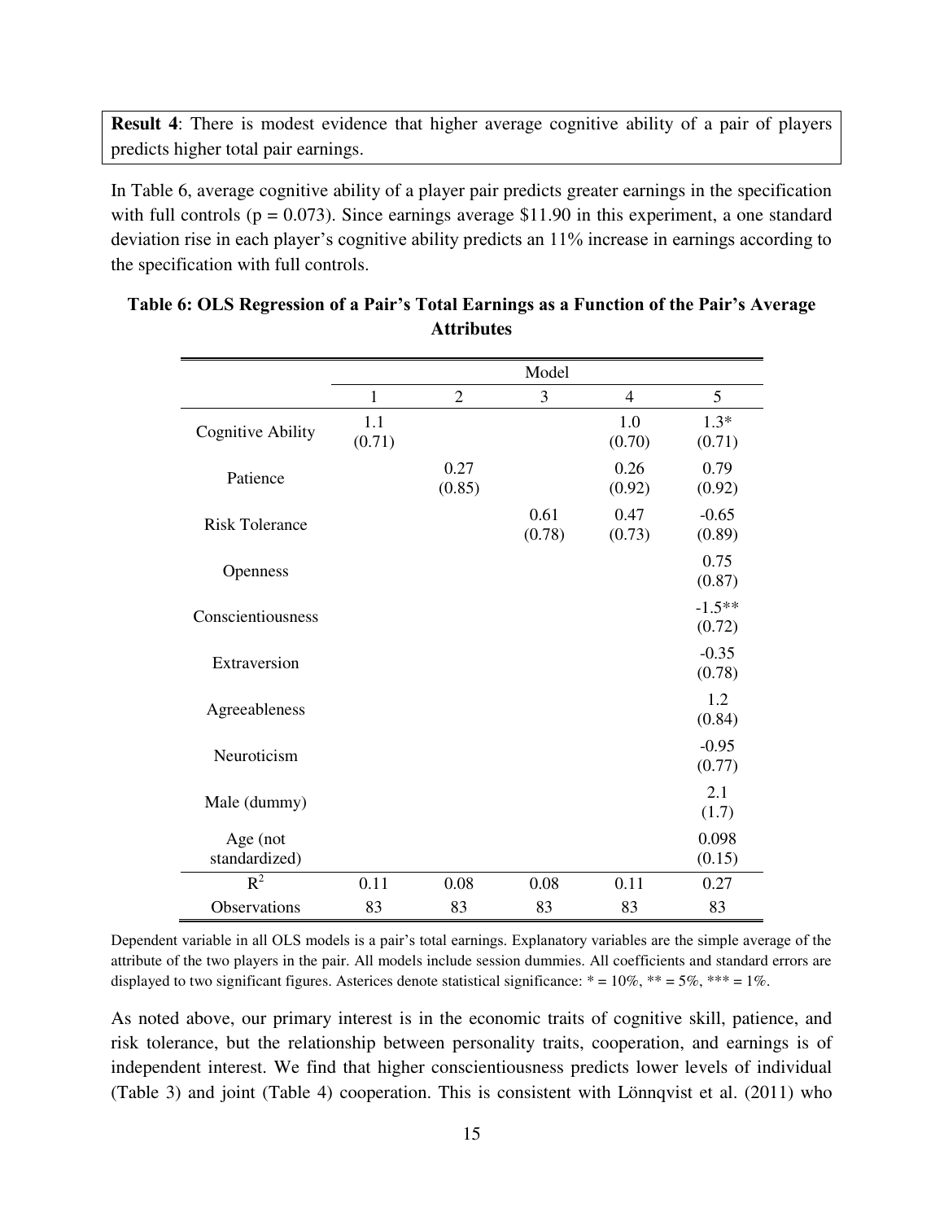**Result 4**: There is modest evidence that higher average cognitive ability of a pair of players predicts higher total pair earnings.

In Table 6, average cognitive ability of a player pair predicts greater earnings in the specification with full controls ($p = 0.073$). Since earnings average \$11.90 in this experiment, a one standard deviation rise in each player's cognitive ability predicts an 11% increase in earnings according to the specification with full controls.

**Table 6: OLS Regression of a Pair's Total Earnings as a Function of the Pair's Average Attributes**

| | Model | | | | |
|---|---|---|---|---|---|
| | 1 | 2 | 3 | 4 | 5 |
| Cognitive Ability | 1.1 (0.71) | | | 1.0 (0.70) | 1.3* (0.71) |
| Patience | | 0.27 (0.85) | | 0.26 (0.92) | 0.79 (0.92) |
| Risk Tolerance | | | 0.61 (0.78) | 0.47 (0.73) | -0.65 (0.89) |
| Openness | | | | | 0.75 (0.87) |
| Conscientiousness | | | | | -1.5** (0.72) |
| Extraversion | | | | | -0.35 (0.78) |
| Agreeableness | | | | | 1.2 (0.84) |
| Neuroticism | | | | | -0.95 (0.77) |
| Male (dummy) | | | | | 2.1 (1.7) |
| Age (not standardized) | | | | | 0.098 (0.15) |
| $R^2$ | 0.11 | 0.08 | 0.08 | 0.11 | 0.27 |
| Observations | 83 | 83 | 83 | 83 | 83 |

Dependent variable in all OLS models is a pair's total earnings. Explanatory variables are the simple average of the attribute of the two players in the pair. All models include session dummies. All coefficients and standard errors are displayed to two significant figures. Asterices denote statistical significance: * = 10%, ** = 5%, *** = 1%.

As noted above, our primary interest is in the economic traits of cognitive skill, patience, and risk tolerance, but the relationship between personality traits, cooperation, and earnings is of independent interest. We find that higher conscientiousness predicts lower levels of individual (Table 3) and joint (Table 4) cooperation. This is consistent with Lönnqvist et al. (2011) who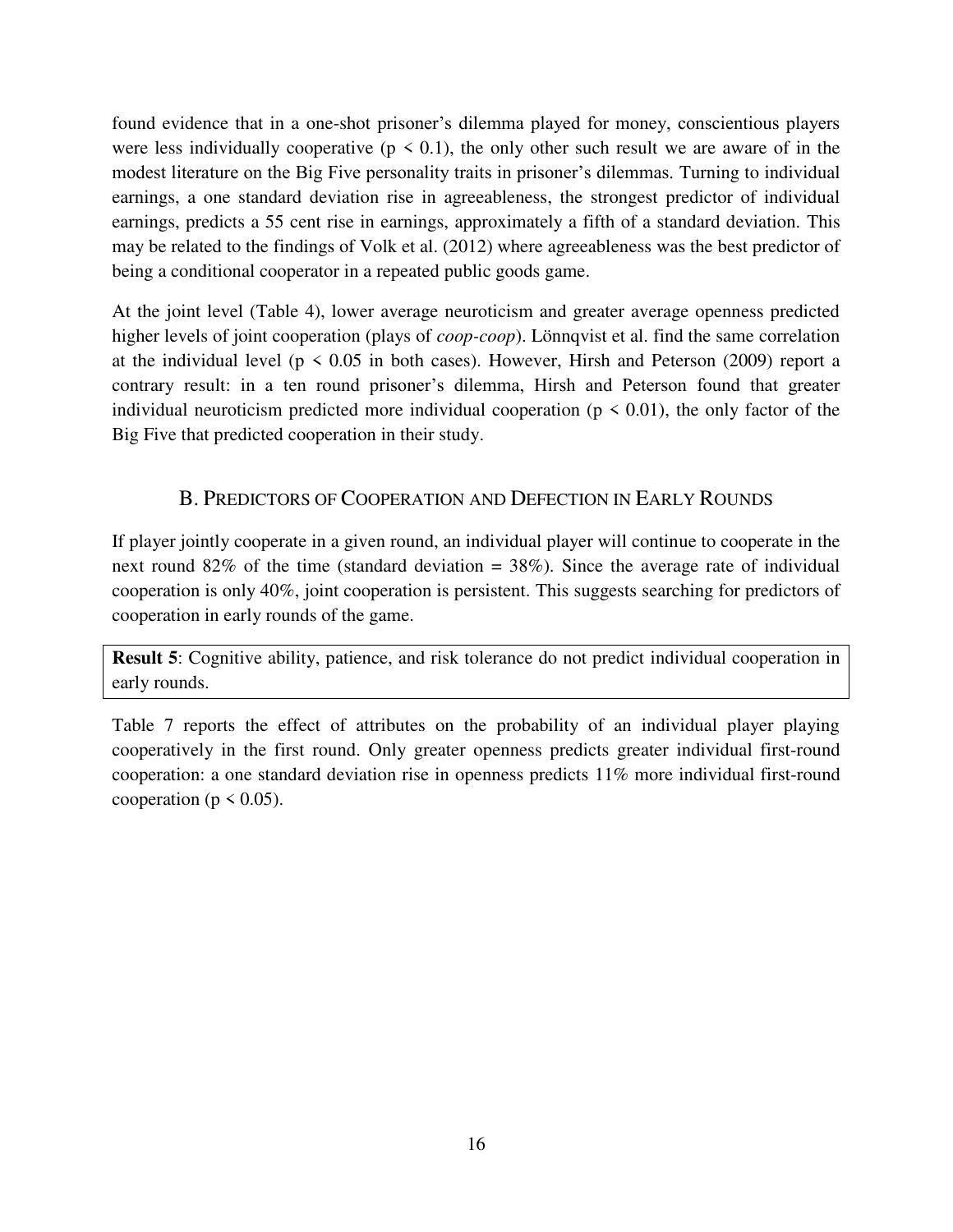found evidence that in a one-shot prisoner's dilemma played for money, conscientious players were less individually cooperative ($p < 0.1$), the only other such result we are aware of in the modest literature on the Big Five personality traits in prisoner's dilemmas. Turning to individual earnings, a one standard deviation rise in agreeableness, the strongest predictor of individual earnings, predicts a 55 cent rise in earnings, approximately a fifth of a standard deviation. This may be related to the findings of Volk et al. (2012) where agreeableness was the best predictor of being a conditional cooperator in a repeated public goods game.

At the joint level (Table 4), lower average neuroticism and greater average openness predicted higher levels of joint cooperation (plays of *coop-coop*). Lönnqvist et al. find the same correlation at the individual level ($p < 0.05$ in both cases). However, Hirsh and Peterson (2009) report a contrary result: in a ten round prisoner's dilemma, Hirsh and Peterson found that greater individual neuroticism predicted more individual cooperation ($p < 0.01$), the only factor of the Big Five that predicted cooperation in their study.

## B. Predictors of Cooperation and Defection in Early Rounds

If player jointly cooperate in a given round, an individual player will continue to cooperate in the next round 82% of the time (standard deviation = 38%). Since the average rate of individual cooperation is only 40%, joint cooperation is persistent. This suggests searching for predictors of cooperation in early rounds of the game.

**Result 5**: Cognitive ability, patience, and risk tolerance do not predict individual cooperation in early rounds.

Table 7 reports the effect of attributes on the probability of an individual player playing cooperatively in the first round. Only greater openness predicts greater individual first-round cooperation: a one standard deviation rise in openness predicts 11% more individual first-round cooperation ($p < 0.05$).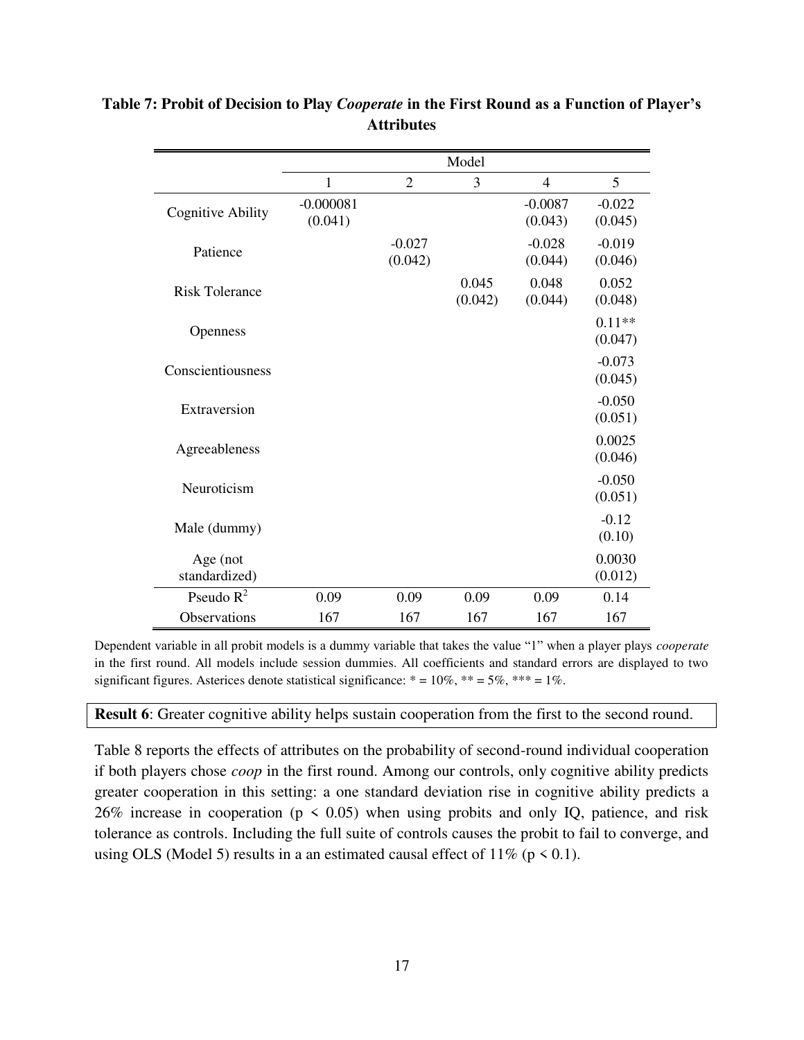**Table 7: Probit of Decision to Play *Cooperate* in the First Round as a Function of Player's Attributes**

| | Model | | | | |
|---|---|---|---|---|---|
| | 1 | 2 | 3 | 4 | 5 |
| Cognitive Ability | -0.000081 (0.041) | | | -0.0087 (0.043) | -0.022 (0.045) |
| Patience | | -0.027 (0.042) | | -0.028 (0.044) | -0.019 (0.046) |
| Risk Tolerance | | | 0.045 (0.042) | 0.048 (0.044) | 0.052 (0.048) |
| Openness | | | | | 0.11** (0.047) |
| Conscientiousness | | | | | -0.073 (0.045) |
| Extraversion | | | | | -0.050 (0.051) |
| Agreeableness | | | | | 0.0025 (0.046) |
| Neuroticism | | | | | -0.050 (0.051) |
| Male (dummy) | | | | | -0.12 (0.10) |
| Age (not standardized) | | | | | 0.0030 (0.012) |
| Pseudo $R^2$ | 0.09 | 0.09 | 0.09 | 0.09 | 0.14 |
| Observations | 167 | 167 | 167 | 167 | 167 |

Dependent variable in all probit models is a dummy variable that takes the value "1" when a player plays *cooperate* in the first round. All models include session dummies. All coefficients and standard errors are displayed to two significant figures. Asterices denote statistical significance: * = 10%, ** = 5%, *** = 1%.

**Result 6**: Greater cognitive ability helps sustain cooperation from the first to the second round.

Table 8 reports the effects of attributes on the probability of second-round individual cooperation if both players chose *coop* in the first round. Among our controls, only cognitive ability predicts greater cooperation in this setting: a one standard deviation rise in cognitive ability predicts a 26% increase in cooperation ($p < 0.05$) when using probits and only IQ, patience, and risk tolerance as controls. Including the full suite of controls causes the probit to fail to converge, and using OLS (Model 5) results in a an estimated causal effect of 11% ($p < 0.1$).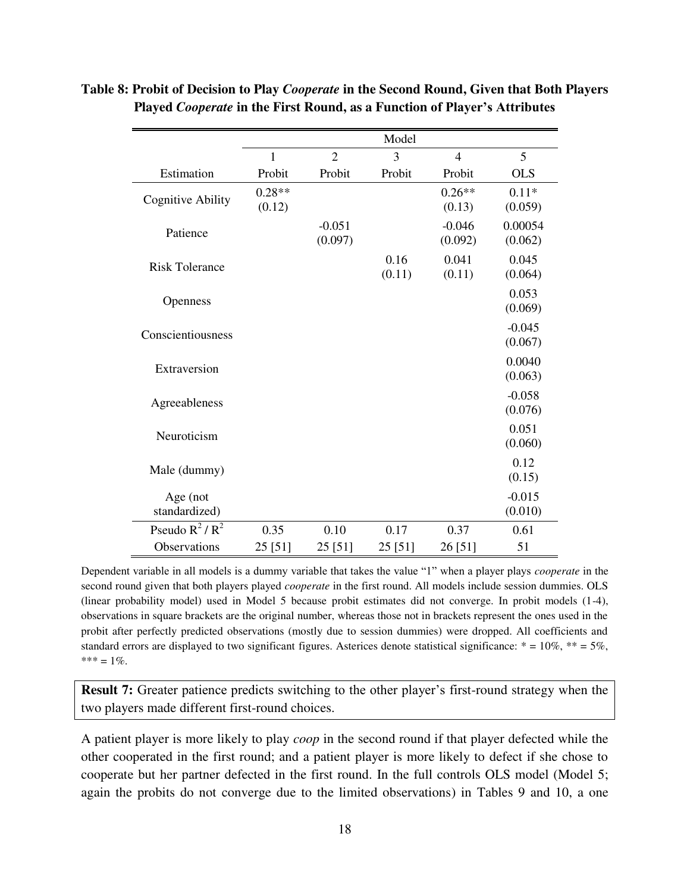**Table 8: Probit of Decision to Play *Cooperate* in the Second Round, Given that Both Players Played *Cooperate* in the First Round, as a Function of Player's Attributes**

| | Model | | | | |
|---|---|---|---|---|---|
| | 1 | 2 | 3 | 4 | 5 |
| Estimation | Probit | Probit | Probit | Probit | OLS |
| Cognitive Ability | 0.28** (0.12) | | | 0.26** (0.13) | 0.11* (0.059) |
| Patience | | -0.051 (0.097) | | -0.046 (0.092) | 0.00054 (0.062) |
| Risk Tolerance | | | 0.16 (0.11) | 0.041 (0.11) | 0.045 (0.064) |
| Openness | | | | | 0.053 (0.069) |
| Conscientiousness | | | | | -0.045 (0.067) |
| Extraversion | | | | | 0.0040 (0.063) |
| Agreeableness | | | | | -0.058 (0.076) |
| Neuroticism | | | | | 0.051 (0.060) |
| Male (dummy) | | | | | 0.12 (0.15) |
| Age (not standardized) | | | | | -0.015 (0.010) |
| Pseudo $R^2$ / $R^2$ | 0.35 | 0.10 | 0.17 | 0.37 | 0.61 |
| Observations | 25 [51] | 25 [51] | 25 [51] | 26 [51] | 51 |

Dependent variable in all models is a dummy variable that takes the value "1" when a player plays *cooperate* in the second round given that both players played *cooperate* in the first round. All models include session dummies. OLS (linear probability model) used in Model 5 because probit estimates did not converge. In probit models (1-4), observations in square brackets are the original number, whereas those not in brackets represent the ones used in the probit after perfectly predicted observations (mostly due to session dummies) were dropped. All coefficients and standard errors are displayed to two significant figures. Asterices denote statistical significance: * = 10%, ** = 5%, *** = 1%.

**Result 7:** Greater patience predicts switching to the other player's first-round strategy when the two players made different first-round choices.

A patient player is more likely to play *coop* in the second round if that player defected while the other cooperated in the first round; and a patient player is more likely to defect if she chose to cooperate but her partner defected in the first round. In the full controls OLS model (Model 5; again the probits do not converge due to the limited observations) in Tables 9 and 10, a one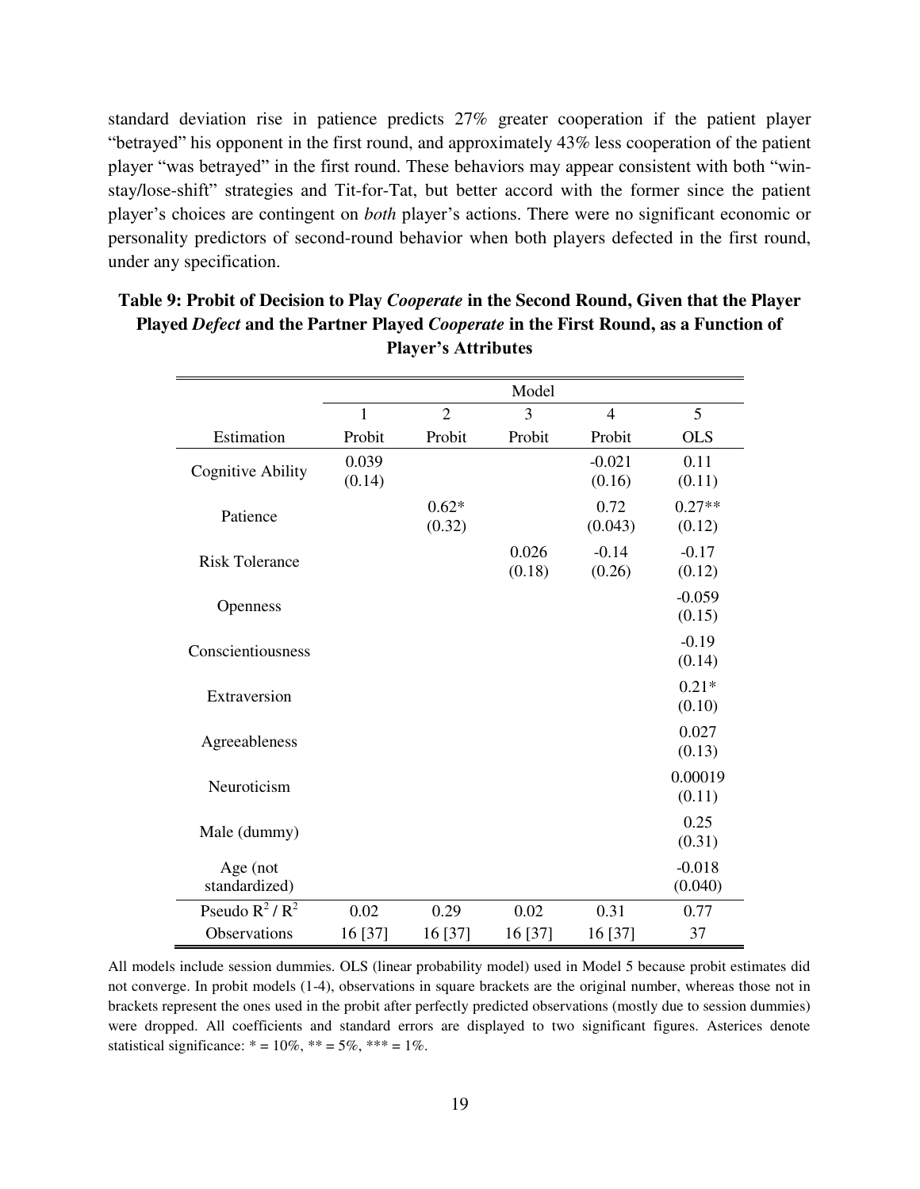standard deviation rise in patience predicts 27% greater cooperation if the patient player "betrayed" his opponent in the first round, and approximately 43% less cooperation of the patient player "was betrayed" in the first round. These behaviors may appear consistent with both "win-stay/lose-shift" strategies and Tit-for-Tat, but better accord with the former since the patient player's choices are contingent on *both* player's actions. There were no significant economic or personality predictors of second-round behavior when both players defected in the first round, under any specification.

**Table 9: Probit of Decision to Play *Cooperate* in the Second Round, Given that the Player Played *Defect* and the Partner Played *Cooperate* in the First Round, as a Function of Player's Attributes**

| | Model | | | | |
|---|---|---|---|---|---|
| | 1 | 2 | 3 | 4 | 5 |
| Estimation | Probit | Probit | Probit | Probit | OLS |
| Cognitive Ability | 0.039<br>(0.14) | | | -0.021<br>(0.16) | 0.11<br>(0.11) |
| Patience | | 0.62*<br>(0.32) | | 0.72<br>(0.043) | 0.27**<br>(0.12) |
| Risk Tolerance | | | 0.026<br>(0.18) | -0.14<br>(0.26) | -0.17<br>(0.12) |
| Openness | | | | | -0.059<br>(0.15) |
| Conscientiousness | | | | | -0.19<br>(0.14) |
| Extraversion | | | | | 0.21*<br>(0.10) |
| Agreeableness | | | | | 0.027<br>(0.13) |
| Neuroticism | | | | | 0.00019<br>(0.11) |
| Male (dummy) | | | | | 0.25<br>(0.31) |
| Age (not standardized) | | | | | -0.018<br>(0.040) |
| Pseudo $R^2$ / $R^2$ | 0.02 | 0.29 | 0.02 | 0.31 | 0.77 |
| Observations | 16 [37] | 16 [37] | 16 [37] | 16 [37] | 37 |

All models include session dummies. OLS (linear probability model) used in Model 5 because probit estimates did not converge. In probit models (1-4), observations in square brackets are the original number, whereas those not in brackets represent the ones used in the probit after perfectly predicted observations (mostly due to session dummies) were dropped. All coefficients and standard errors are displayed to two significant figures. Asterices denote statistical significance: * = 10%, ** = 5%, *** = 1%.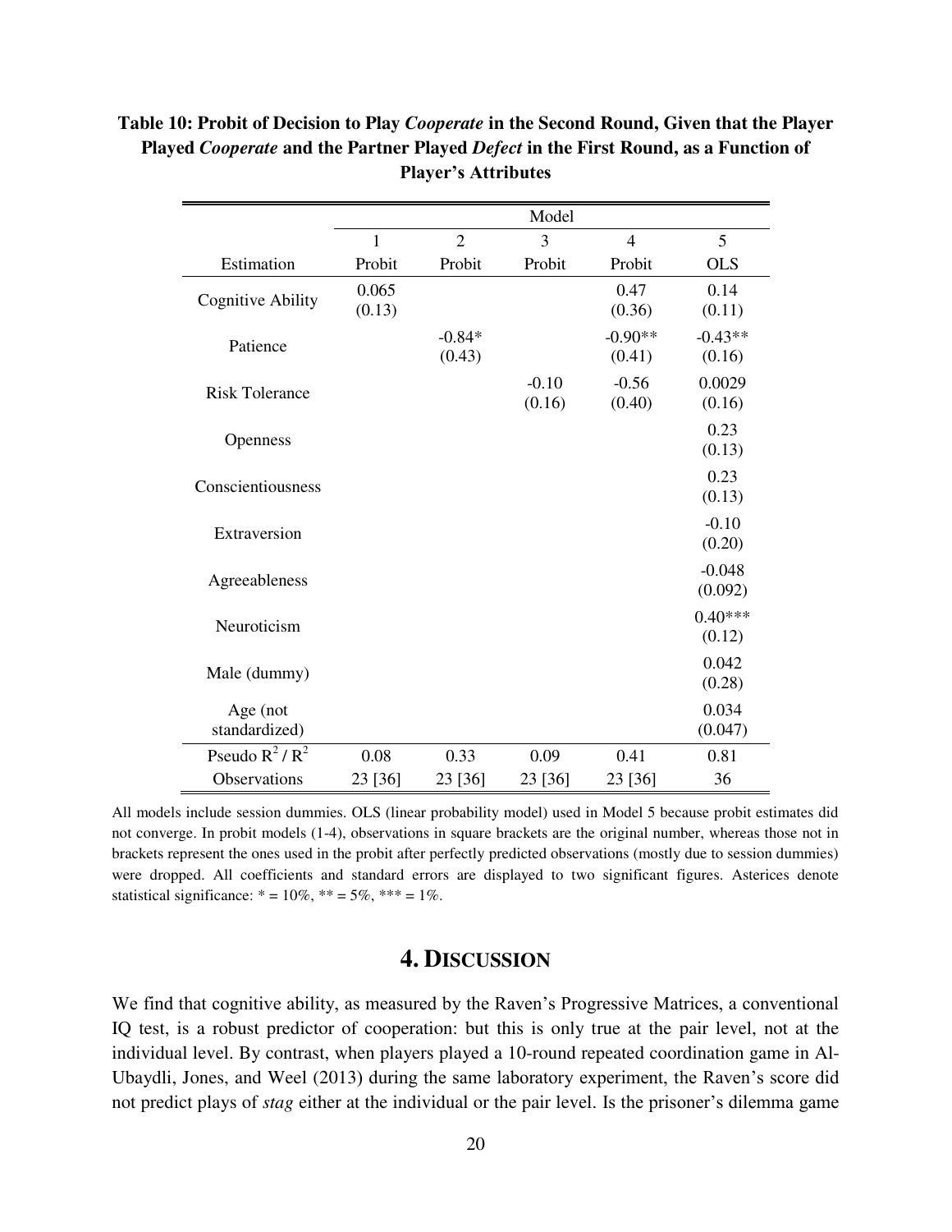**Table 10: Probit of Decision to Play *Cooperate* in the Second Round, Given that the Player Played *Cooperate* and the Partner Played *Defect* in the First Round, as a Function of Player's Attributes**

| | Model | | | | |
|---|---|---|---|---|---|
| | 1 | 2 | 3 | 4 | 5 |
| Estimation | Probit | Probit | Probit | Probit | OLS |
| Cognitive Ability | 0.065 (0.13) | | | 0.47 (0.36) | 0.14 (0.11) |
| Patience | | -0.84* (0.43) | | -0.90** (0.41) | -0.43** (0.16) |
| Risk Tolerance | | | -0.10 (0.16) | -0.56 (0.40) | 0.0029 (0.16) |
| Openness | | | | | 0.23 (0.13) |
| Conscientiousness | | | | | 0.23 (0.13) |
| Extraversion | | | | | -0.10 (0.20) |
| Agreeableness | | | | | -0.048 (0.092) |
| Neuroticism | | | | | 0.40*** (0.12) |
| Male (dummy) | | | | | 0.042 (0.28) |
| Age (not standardized) | | | | | 0.034 (0.047) |
| Pseudo $R^2$ / $R^2$ | 0.08 | 0.33 | 0.09 | 0.41 | 0.81 |
| Observations | 23 [36] | 23 [36] | 23 [36] | 23 [36] | 36 |

All models include session dummies. OLS (linear probability model) used in Model 5 because probit estimates did not converge. In probit models (1-4), observations in square brackets are the original number, whereas those not in brackets represent the ones used in the probit after perfectly predicted observations (mostly due to session dummies) were dropped. All coefficients and standard errors are displayed to two significant figures. Asterices denote statistical significance: * = 10%, ** = 5%, *** = 1%.

# 4. Discussion

We find that cognitive ability, as measured by the Raven's Progressive Matrices, a conventional IQ test, is a robust predictor of cooperation: but this is only true at the pair level, not at the individual level. By contrast, when players played a 10-round repeated coordination game in Al-Ubaydli, Jones, and Weel (2013) during the same laboratory experiment, the Raven's score did not predict plays of *stag* either at the individual or the pair level. Is the prisoner's dilemma game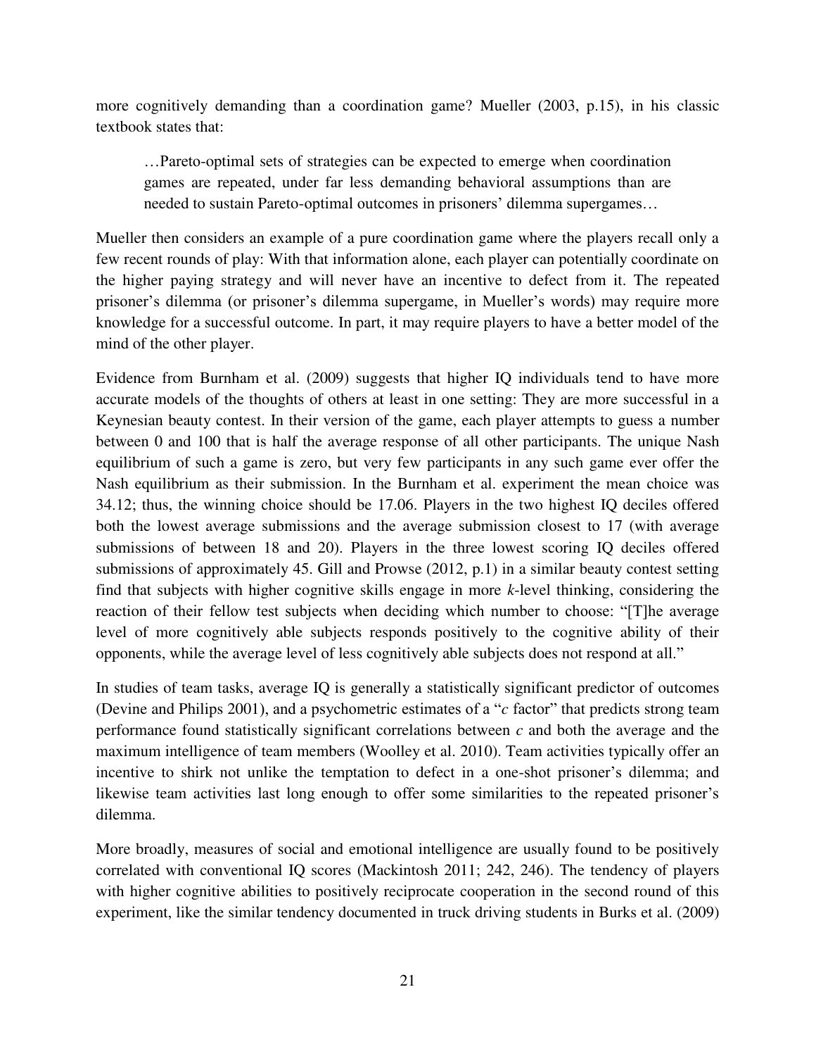more cognitively demanding than a coordination game? Mueller (2003, p.15), in his classic textbook states that:

> …Pareto-optimal sets of strategies can be expected to emerge when coordination games are repeated, under far less demanding behavioral assumptions than are needed to sustain Pareto-optimal outcomes in prisoners' dilemma supergames…

Mueller then considers an example of a pure coordination game where the players recall only a few recent rounds of play: With that information alone, each player can potentially coordinate on the higher paying strategy and will never have an incentive to defect from it. The repeated prisoner's dilemma (or prisoner's dilemma supergame, in Mueller's words) may require more knowledge for a successful outcome. In part, it may require players to have a better model of the mind of the other player.

Evidence from Burnham et al. (2009) suggests that higher IQ individuals tend to have more accurate models of the thoughts of others at least in one setting: They are more successful in a Keynesian beauty contest. In their version of the game, each player attempts to guess a number between 0 and 100 that is half the average response of all other participants. The unique Nash equilibrium of such a game is zero, but very few participants in any such game ever offer the Nash equilibrium as their submission. In the Burnham et al. experiment the mean choice was 34.12; thus, the winning choice should be 17.06. Players in the two highest IQ deciles offered both the lowest average submissions and the average submission closest to 17 (with average submissions of between 18 and 20). Players in the three lowest scoring IQ deciles offered submissions of approximately 45. Gill and Prowse (2012, p.1) in a similar beauty contest setting find that subjects with higher cognitive skills engage in more *k*-level thinking, considering the reaction of their fellow test subjects when deciding which number to choose: "[T]he average level of more cognitively able subjects responds positively to the cognitive ability of their opponents, while the average level of less cognitively able subjects does not respond at all."

In studies of team tasks, average IQ is generally a statistically significant predictor of outcomes (Devine and Philips 2001), and a psychometric estimates of a "*c* factor" that predicts strong team performance found statistically significant correlations between *c* and both the average and the maximum intelligence of team members (Woolley et al. 2010). Team activities typically offer an incentive to shirk not unlike the temptation to defect in a one-shot prisoner's dilemma; and likewise team activities last long enough to offer some similarities to the repeated prisoner's dilemma.

More broadly, measures of social and emotional intelligence are usually found to be positively correlated with conventional IQ scores (Mackintosh 2011; 242, 246). The tendency of players with higher cognitive abilities to positively reciprocate cooperation in the second round of this experiment, like the similar tendency documented in truck driving students in Burks et al. (2009)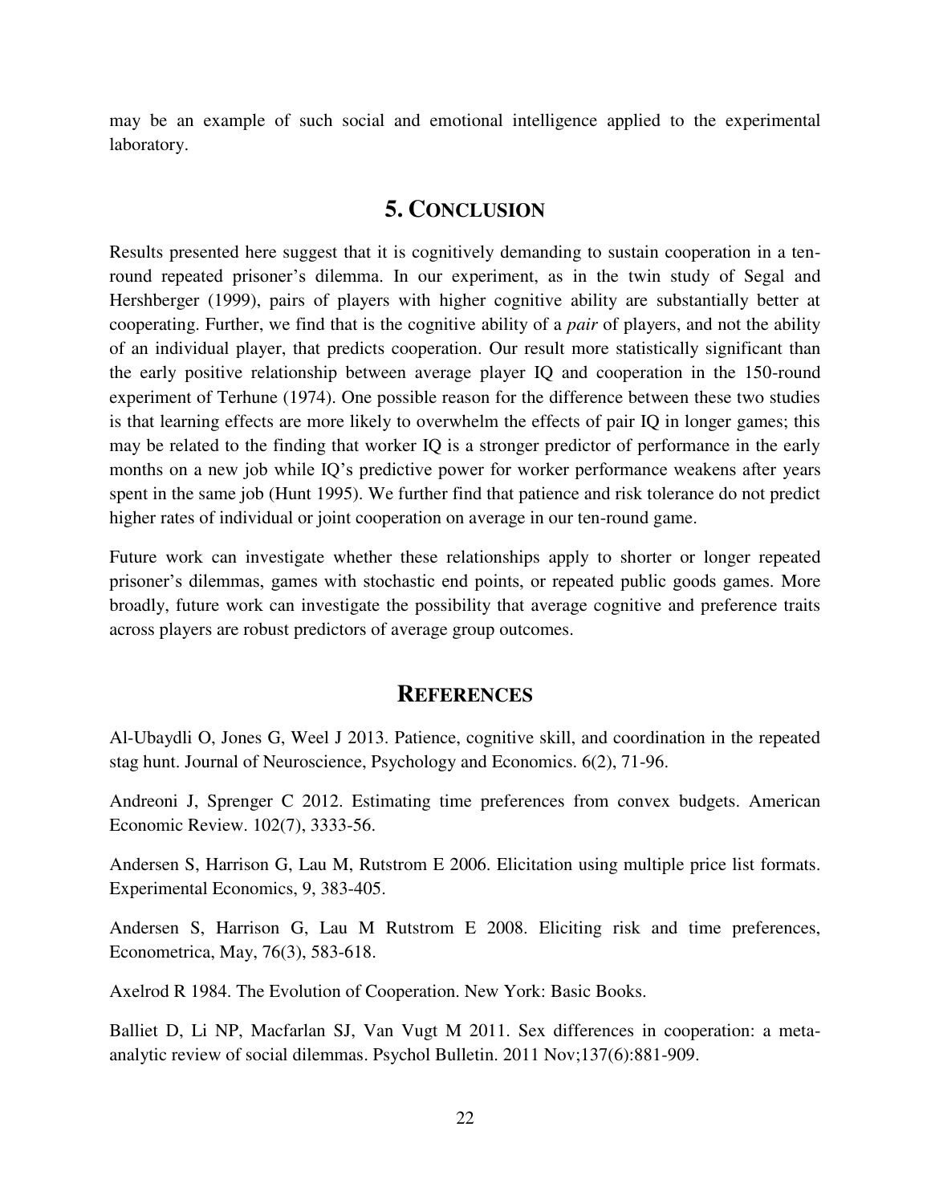may be an example of such social and emotional intelligence applied to the experimental laboratory.

## 5. Conclusion

Results presented here suggest that it is cognitively demanding to sustain cooperation in a ten-round repeated prisoner's dilemma. In our experiment, as in the twin study of Segal and Hershberger (1999), pairs of players with higher cognitive ability are substantially better at cooperating. Further, we find that is the cognitive ability of a *pair* of players, and not the ability of an individual player, that predicts cooperation. Our result more statistically significant than the early positive relationship between average player IQ and cooperation in the 150-round experiment of Terhune (1974). One possible reason for the difference between these two studies is that learning effects are more likely to overwhelm the effects of pair IQ in longer games; this may be related to the finding that worker IQ is a stronger predictor of performance in the early months on a new job while IQ's predictive power for worker performance weakens after years spent in the same job (Hunt 1995). We further find that patience and risk tolerance do not predict higher rates of individual or joint cooperation on average in our ten-round game.

Future work can investigate whether these relationships apply to shorter or longer repeated prisoner's dilemmas, games with stochastic end points, or repeated public goods games. More broadly, future work can investigate the possibility that average cognitive and preference traits across players are robust predictors of average group outcomes.

## References

Al-Ubaydli O, Jones G, Weel J 2013. Patience, cognitive skill, and coordination in the repeated stag hunt. Journal of Neuroscience, Psychology and Economics. 6(2), 71-96.

Andreoni J, Sprenger C 2012. Estimating time preferences from convex budgets. American Economic Review. 102(7), 3333-56.

Andersen S, Harrison G, Lau M, Rutstrom E 2006. Elicitation using multiple price list formats. Experimental Economics, 9, 383-405.

Andersen S, Harrison G, Lau M Rutstrom E 2008. Eliciting risk and time preferences, Econometrica, May, 76(3), 583-618.

Axelrod R 1984. The Evolution of Cooperation. New York: Basic Books.

Balliet D, Li NP, Macfarlan SJ, Van Vugt M 2011. Sex differences in cooperation: a meta-analytic review of social dilemmas. Psychol Bulletin. 2011 Nov;137(6):881-909.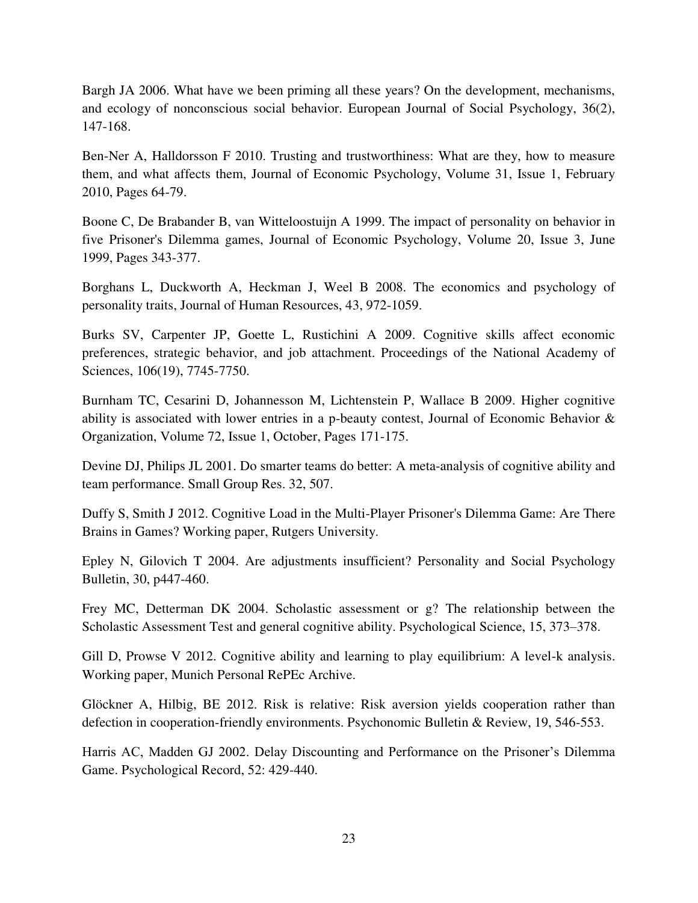Bargh JA 2006. What have we been priming all these years? On the development, mechanisms, and ecology of nonconscious social behavior. European Journal of Social Psychology, 36(2), 147-168.

Ben-Ner A, Halldorsson F 2010. Trusting and trustworthiness: What are they, how to measure them, and what affects them, Journal of Economic Psychology, Volume 31, Issue 1, February 2010, Pages 64-79.

Boone C, De Brabander B, van Witteloostuijn A 1999. The impact of personality on behavior in five Prisoner's Dilemma games, Journal of Economic Psychology, Volume 20, Issue 3, June 1999, Pages 343-377.

Borghans L, Duckworth A, Heckman J, Weel B 2008. The economics and psychology of personality traits, Journal of Human Resources, 43, 972-1059.

Burks SV, Carpenter JP, Goette L, Rustichini A 2009. Cognitive skills affect economic preferences, strategic behavior, and job attachment. Proceedings of the National Academy of Sciences, 106(19), 7745-7750.

Burnham TC, Cesarini D, Johannesson M, Lichtenstein P, Wallace B 2009. Higher cognitive ability is associated with lower entries in a p-beauty contest, Journal of Economic Behavior & Organization, Volume 72, Issue 1, October, Pages 171-175.

Devine DJ, Philips JL 2001. Do smarter teams do better: A meta-analysis of cognitive ability and team performance. Small Group Res. 32, 507.

Duffy S, Smith J 2012. Cognitive Load in the Multi-Player Prisoner's Dilemma Game: Are There Brains in Games? Working paper, Rutgers University.

Epley N, Gilovich T 2004. Are adjustments insufficient? Personality and Social Psychology Bulletin, 30, p447-460.

Frey MC, Detterman DK 2004. Scholastic assessment or g? The relationship between the Scholastic Assessment Test and general cognitive ability. Psychological Science, 15, 373–378.

Gill D, Prowse V 2012. Cognitive ability and learning to play equilibrium: A level-k analysis. Working paper, Munich Personal RePEc Archive.

Glöckner A, Hilbig, BE 2012. Risk is relative: Risk aversion yields cooperation rather than defection in cooperation-friendly environments. Psychonomic Bulletin & Review, 19, 546-553.

Harris AC, Madden GJ 2002. Delay Discounting and Performance on the Prisoner's Dilemma Game. Psychological Record, 52: 429-440.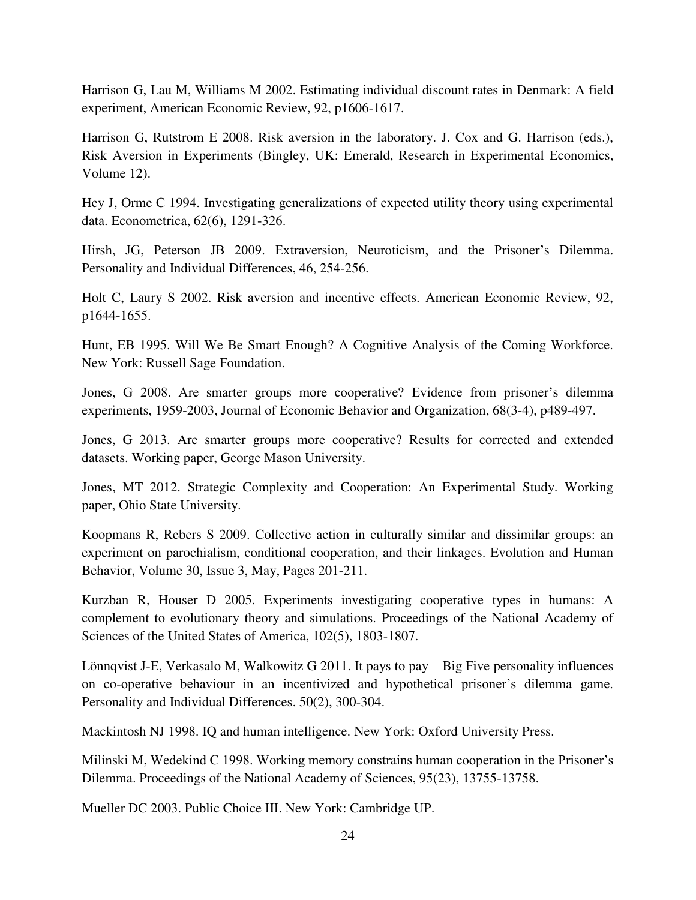Harrison G, Lau M, Williams M 2002. Estimating individual discount rates in Denmark: A field experiment, American Economic Review, 92, p1606-1617.

Harrison G, Rutstrom E 2008. Risk aversion in the laboratory. J. Cox and G. Harrison (eds.), Risk Aversion in Experiments (Bingley, UK: Emerald, Research in Experimental Economics, Volume 12).

Hey J, Orme C 1994. Investigating generalizations of expected utility theory using experimental data. Econometrica, 62(6), 1291-326.

Hirsh, JG, Peterson JB 2009. Extraversion, Neuroticism, and the Prisoner's Dilemma. Personality and Individual Differences, 46, 254-256.

Holt C, Laury S 2002. Risk aversion and incentive effects. American Economic Review, 92, p1644-1655.

Hunt, EB 1995. Will We Be Smart Enough? A Cognitive Analysis of the Coming Workforce. New York: Russell Sage Foundation.

Jones, G 2008. Are smarter groups more cooperative? Evidence from prisoner's dilemma experiments, 1959-2003, Journal of Economic Behavior and Organization, 68(3-4), p489-497.

Jones, G 2013. Are smarter groups more cooperative? Results for corrected and extended datasets. Working paper, George Mason University.

Jones, MT 2012. Strategic Complexity and Cooperation: An Experimental Study. Working paper, Ohio State University.

Koopmans R, Rebers S 2009. Collective action in culturally similar and dissimilar groups: an experiment on parochialism, conditional cooperation, and their linkages. Evolution and Human Behavior, Volume 30, Issue 3, May, Pages 201-211.

Kurzban R, Houser D 2005. Experiments investigating cooperative types in humans: A complement to evolutionary theory and simulations. Proceedings of the National Academy of Sciences of the United States of America, 102(5), 1803-1807.

Lönnqvist J-E, Verkasalo M, Walkowitz G 2011. It pays to pay – Big Five personality influences on co-operative behaviour in an incentivized and hypothetical prisoner's dilemma game. Personality and Individual Differences. 50(2), 300-304.

Mackintosh NJ 1998. IQ and human intelligence. New York: Oxford University Press.

Milinski M, Wedekind C 1998. Working memory constrains human cooperation in the Prisoner's Dilemma. Proceedings of the National Academy of Sciences, 95(23), 13755-13758.

Mueller DC 2003. Public Choice III. New York: Cambridge UP.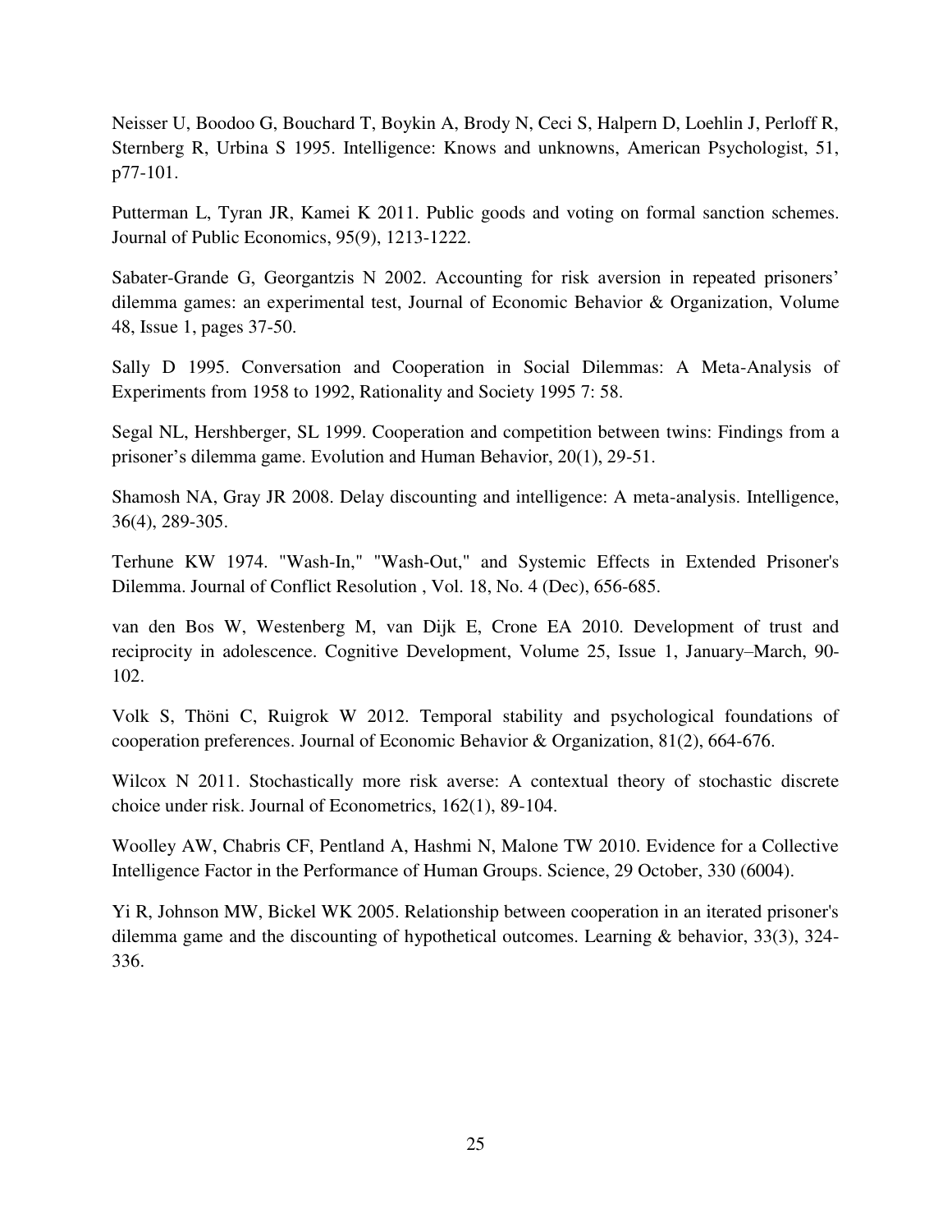Neisser U, Boodoo G, Bouchard T, Boykin A, Brody N, Ceci S, Halpern D, Loehlin J, Perloff R, Sternberg R, Urbina S 1995. Intelligence: Knows and unknowns, American Psychologist, 51, p77-101.

Putterman L, Tyran JR, Kamei K 2011. Public goods and voting on formal sanction schemes. Journal of Public Economics, 95(9), 1213-1222.

Sabater-Grande G, Georgantzis N 2002. Accounting for risk aversion in repeated prisoners' dilemma games: an experimental test, Journal of Economic Behavior & Organization, Volume 48, Issue 1, pages 37-50.

Sally D 1995. Conversation and Cooperation in Social Dilemmas: A Meta-Analysis of Experiments from 1958 to 1992, Rationality and Society 1995 7: 58.

Segal NL, Hershberger, SL 1999. Cooperation and competition between twins: Findings from a prisoner's dilemma game. Evolution and Human Behavior, 20(1), 29-51.

Shamosh NA, Gray JR 2008. Delay discounting and intelligence: A meta-analysis. Intelligence, 36(4), 289-305.

Terhune KW 1974. "Wash-In," "Wash-Out," and Systemic Effects in Extended Prisoner's Dilemma. Journal of Conflict Resolution , Vol. 18, No. 4 (Dec), 656-685.

van den Bos W, Westenberg M, van Dijk E, Crone EA 2010. Development of trust and reciprocity in adolescence. Cognitive Development, Volume 25, Issue 1, January–March, 90-102.

Volk S, Thöni C, Ruigrok W 2012. Temporal stability and psychological foundations of cooperation preferences. Journal of Economic Behavior & Organization, 81(2), 664-676.

Wilcox N 2011. Stochastically more risk averse: A contextual theory of stochastic discrete choice under risk. Journal of Econometrics, 162(1), 89-104.

Woolley AW, Chabris CF, Pentland A, Hashmi N, Malone TW 2010. Evidence for a Collective Intelligence Factor in the Performance of Human Groups. Science, 29 October, 330 (6004).

Yi R, Johnson MW, Bickel WK 2005. Relationship between cooperation in an iterated prisoner's dilemma game and the discounting of hypothetical outcomes. Learning & behavior, 33(3), 324-336.